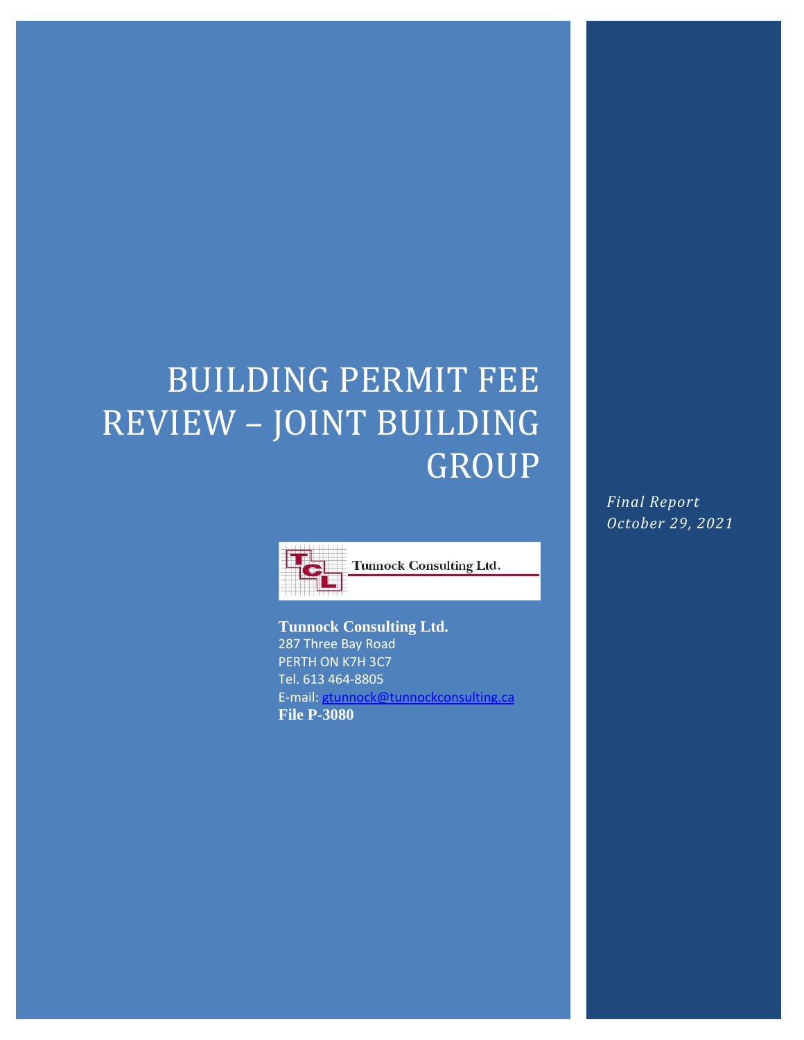# BUILDING PERMIT FEE REVIEW – JOINT BUILDING GROUP

*Final Report*
*October 29, 2021*

Tunnock Consulting Ltd.

**Tunnock Consulting Ltd.**
287 Three Bay Road
PERTH ON K7H 3C7
Tel. 613 464-8805
E-mail: gtunnock@tunnockconsulting.ca
**File P-3080**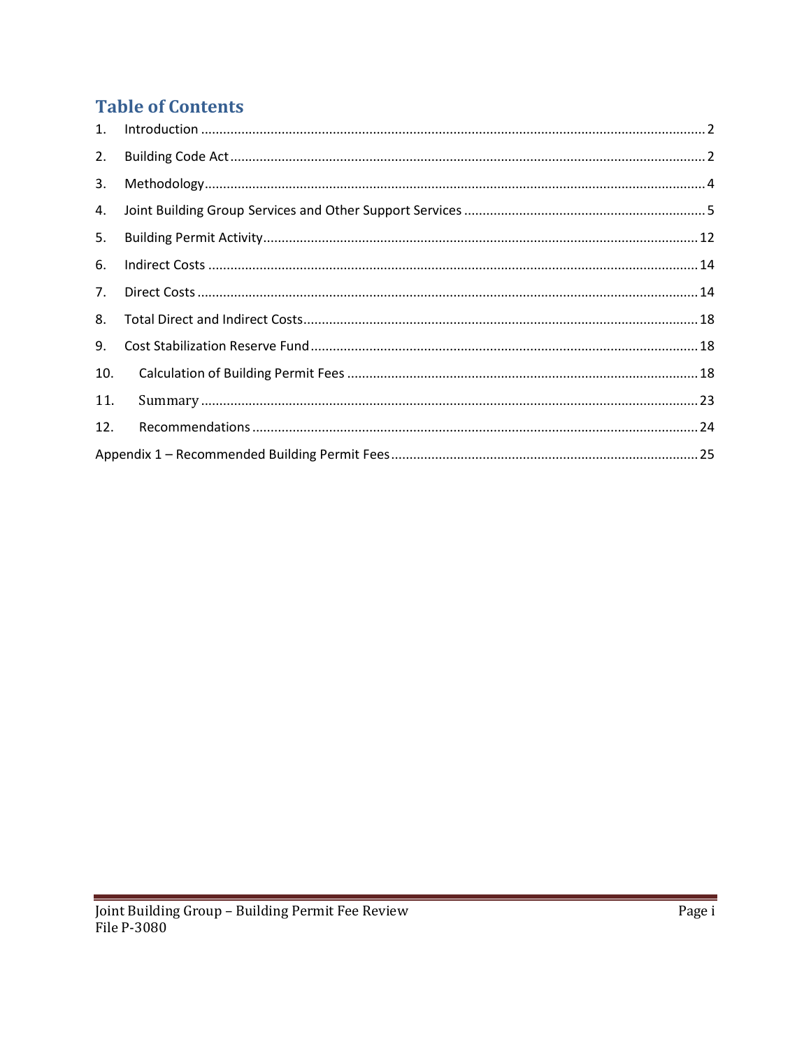# Table of Contents

1. Introduction ........................................................................................................................ 2
2. Building Code Act ................................................................................................................ 2
3. Methodology ........................................................................................................................ 4
4. Joint Building Group Services and Other Support Services ................................................. 5
5. Building Permit Activity ..................................................................................................... 12
6. Indirect Costs .................................................................................................................... 14
7. Direct Costs ....................................................................................................................... 14
8. Total Direct and Indirect Costs ........................................................................................... 18
9. Cost Stabilization Reserve Fund ......................................................................................... 18
10. Calculation of Building Permit Fees .............................................................................. 18
11. Summary ..................................................................................................................... 23
12. Recommendations ........................................................................................................ 24

Appendix 1 – Recommended Building Permit Fees .................................................................. 25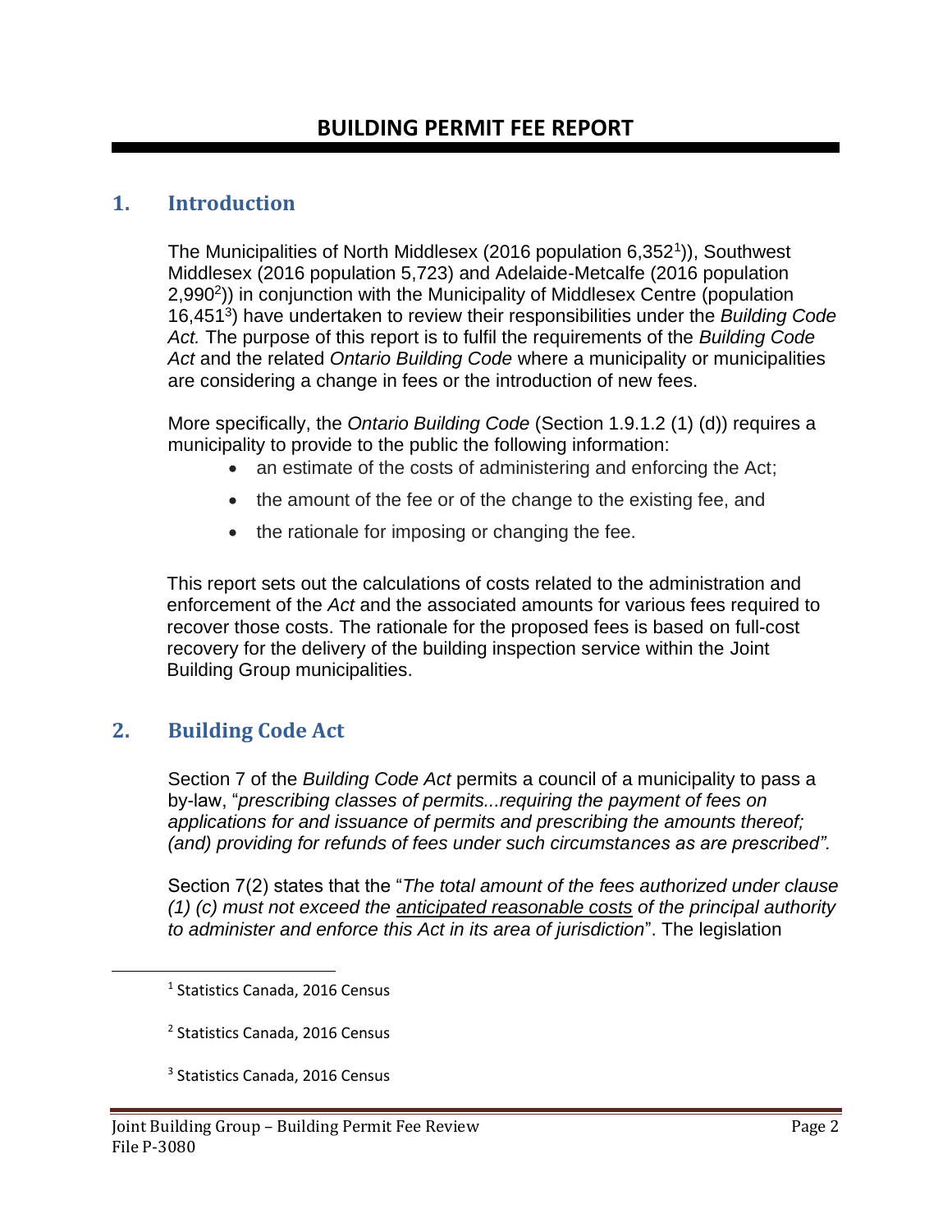# BUILDING PERMIT FEE REPORT

## 1. Introduction

The Municipalities of North Middlesex (2016 population 6,352[1])), Southwest Middlesex (2016 population 5,723) and Adelaide-Metcalfe (2016 population 2,990[2])) in conjunction with the Municipality of Middlesex Centre (population 16,451[3]) have undertaken to review their responsibilities under the *Building Code Act.* The purpose of this report is to fulfil the requirements of the *Building Code Act* and the related *Ontario Building Code* where a municipality or municipalities are considering a change in fees or the introduction of new fees.

More specifically, the *Ontario Building Code* (Section 1.9.1.2 (1) (d)) requires a municipality to provide to the public the following information:

- an estimate of the costs of administering and enforcing the Act;
- the amount of the fee or of the change to the existing fee, and
- the rationale for imposing or changing the fee.

This report sets out the calculations of costs related to the administration and enforcement of the *Act* and the associated amounts for various fees required to recover those costs. The rationale for the proposed fees is based on full-cost recovery for the delivery of the building inspection service within the Joint Building Group municipalities.

## 2. Building Code Act

Section 7 of the *Building Code Act* permits a council of a municipality to pass a by-law, "*prescribing classes of permits...requiring the payment of fees on applications for and issuance of permits and prescribing the amounts thereof; (and) providing for refunds of fees under such circumstances as are prescribed".*

Section 7(2) states that the "*The total amount of the fees authorized under clause (1) (c) must not exceed the anticipated reasonable costs of the principal authority to administer and enforce this Act in its area of jurisdiction*". The legislation

[1] Statistics Canada, 2016 Census

[2] Statistics Canada, 2016 Census

[3] Statistics Canada, 2016 Census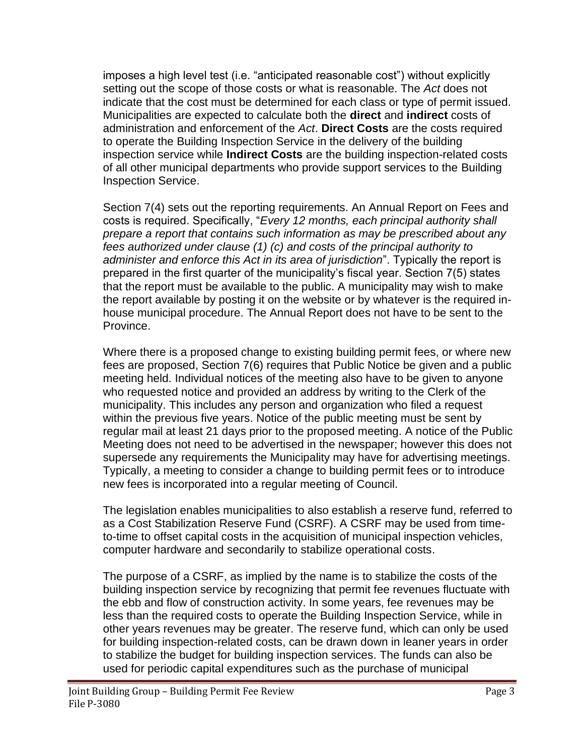imposes a high level test (i.e. "anticipated reasonable cost") without explicitly setting out the scope of those costs or what is reasonable. The *Act* does not indicate that the cost must be determined for each class or type of permit issued. Municipalities are expected to calculate both the **direct** and **indirect** costs of administration and enforcement of the *Act*. **Direct Costs** are the costs required to operate the Building Inspection Service in the delivery of the building inspection service while **Indirect Costs** are the building inspection-related costs of all other municipal departments who provide support services to the Building Inspection Service.

Section 7(4) sets out the reporting requirements. An Annual Report on Fees and costs is required. Specifically, "*Every 12 months, each principal authority shall prepare a report that contains such information as may be prescribed about any fees authorized under clause (1) (c) and costs of the principal authority to administer and enforce this Act in its area of jurisdiction*". Typically the report is prepared in the first quarter of the municipality's fiscal year. Section 7(5) states that the report must be available to the public. A municipality may wish to make the report available by posting it on the website or by whatever is the required in-house municipal procedure. The Annual Report does not have to be sent to the Province.

Where there is a proposed change to existing building permit fees, or where new fees are proposed, Section 7(6) requires that Public Notice be given and a public meeting held. Individual notices of the meeting also have to be given to anyone who requested notice and provided an address by writing to the Clerk of the municipality. This includes any person and organization who filed a request within the previous five years. Notice of the public meeting must be sent by regular mail at least 21 days prior to the proposed meeting. A notice of the Public Meeting does not need to be advertised in the newspaper; however this does not supersede any requirements the Municipality may have for advertising meetings. Typically, a meeting to consider a change to building permit fees or to introduce new fees is incorporated into a regular meeting of Council.

The legislation enables municipalities to also establish a reserve fund, referred to as a Cost Stabilization Reserve Fund (CSRF). A CSRF may be used from time-to-time to offset capital costs in the acquisition of municipal inspection vehicles, computer hardware and secondarily to stabilize operational costs.

The purpose of a CSRF, as implied by the name is to stabilize the costs of the building inspection service by recognizing that permit fee revenues fluctuate with the ebb and flow of construction activity. In some years, fee revenues may be less than the required costs to operate the Building Inspection Service, while in other years revenues may be greater. The reserve fund, which can only be used for building inspection-related costs, can be drawn down in leaner years in order to stabilize the budget for building inspection services. The funds can also be used for periodic capital expenditures such as the purchase of municipal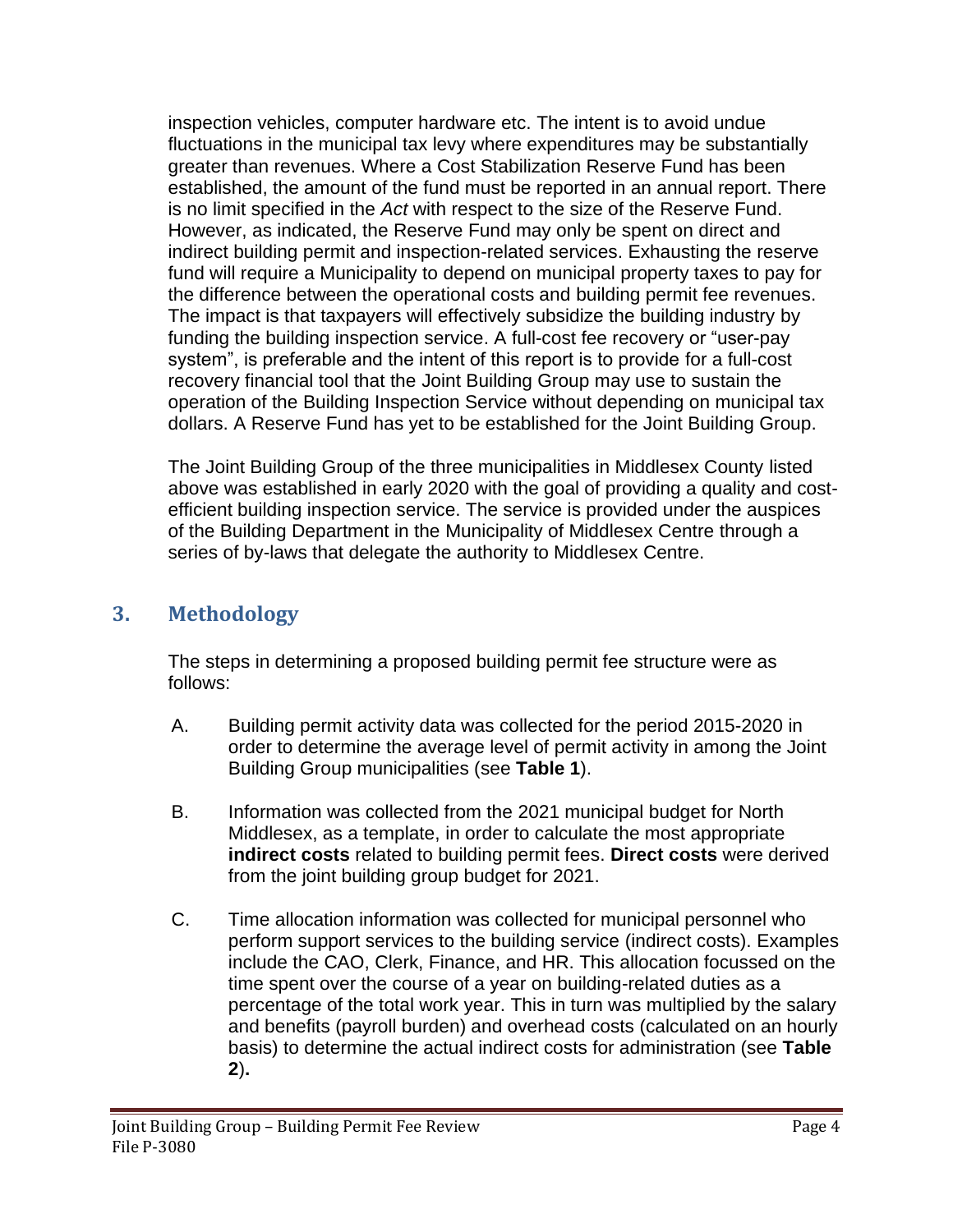inspection vehicles, computer hardware etc. The intent is to avoid undue fluctuations in the municipal tax levy where expenditures may be substantially greater than revenues. Where a Cost Stabilization Reserve Fund has been established, the amount of the fund must be reported in an annual report. There is no limit specified in the *Act* with respect to the size of the Reserve Fund. However, as indicated, the Reserve Fund may only be spent on direct and indirect building permit and inspection-related services. Exhausting the reserve fund will require a Municipality to depend on municipal property taxes to pay for the difference between the operational costs and building permit fee revenues. The impact is that taxpayers will effectively subsidize the building industry by funding the building inspection service. A full-cost fee recovery or "user-pay system", is preferable and the intent of this report is to provide for a full-cost recovery financial tool that the Joint Building Group may use to sustain the operation of the Building Inspection Service without depending on municipal tax dollars. A Reserve Fund has yet to be established for the Joint Building Group.

The Joint Building Group of the three municipalities in Middlesex County listed above was established in early 2020 with the goal of providing a quality and cost-efficient building inspection service. The service is provided under the auspices of the Building Department in the Municipality of Middlesex Centre through a series of by-laws that delegate the authority to Middlesex Centre.

## 3. Methodology

The steps in determining a proposed building permit fee structure were as follows:

A. Building permit activity data was collected for the period 2015-2020 in order to determine the average level of permit activity in among the Joint Building Group municipalities (see **Table 1**).

B. Information was collected from the 2021 municipal budget for North Middlesex, as a template, in order to calculate the most appropriate **indirect costs** related to building permit fees. **Direct costs** were derived from the joint building group budget for 2021.

C. Time allocation information was collected for municipal personnel who perform support services to the building service (indirect costs). Examples include the CAO, Clerk, Finance, and HR. This allocation focussed on the time spent over the course of a year on building-related duties as a percentage of the total work year. This in turn was multiplied by the salary and benefits (payroll burden) and overhead costs (calculated on an hourly basis) to determine the actual indirect costs for administration (see **Table 2**).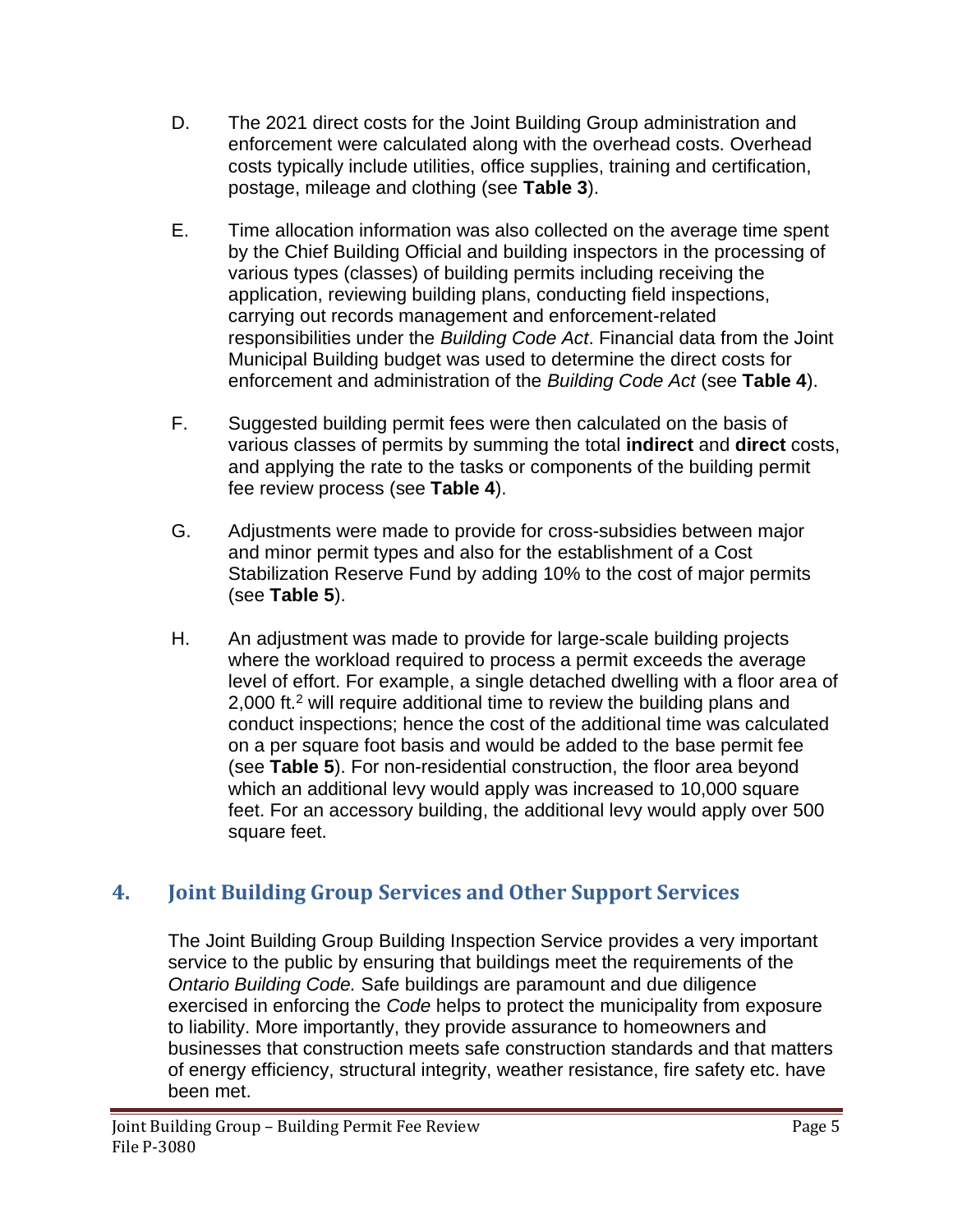D. The 2021 direct costs for the Joint Building Group administration and enforcement were calculated along with the overhead costs. Overhead costs typically include utilities, office supplies, training and certification, postage, mileage and clothing (see **Table 3**).

E. Time allocation information was also collected on the average time spent by the Chief Building Official and building inspectors in the processing of various types (classes) of building permits including receiving the application, reviewing building plans, conducting field inspections, carrying out records management and enforcement-related responsibilities under the *Building Code Act*. Financial data from the Joint Municipal Building budget was used to determine the direct costs for enforcement and administration of the *Building Code Act* (see **Table 4**).

F. Suggested building permit fees were then calculated on the basis of various classes of permits by summing the total **indirect** and **direct** costs, and applying the rate to the tasks or components of the building permit fee review process (see **Table 4**).

G. Adjustments were made to provide for cross-subsidies between major and minor permit types and also for the establishment of a Cost Stabilization Reserve Fund by adding 10% to the cost of major permits (see **Table 5**).

H. An adjustment was made to provide for large-scale building projects where the workload required to process a permit exceeds the average level of effort. For example, a single detached dwelling with a floor area of 2,000 $ft.^2$ will require additional time to review the building plans and conduct inspections; hence the cost of the additional time was calculated on a per square foot basis and would be added to the base permit fee (see **Table 5**). For non-residential construction, the floor area beyond which an additional levy would apply was increased to 10,000 square feet. For an accessory building, the additional levy would apply over 500 square feet.

## 4. Joint Building Group Services and Other Support Services

The Joint Building Group Building Inspection Service provides a very important service to the public by ensuring that buildings meet the requirements of the *Ontario Building Code.* Safe buildings are paramount and due diligence exercised in enforcing the *Code* helps to protect the municipality from exposure to liability. More importantly, they provide assurance to homeowners and businesses that construction meets safe construction standards and that matters of energy efficiency, structural integrity, weather resistance, fire safety etc. have been met.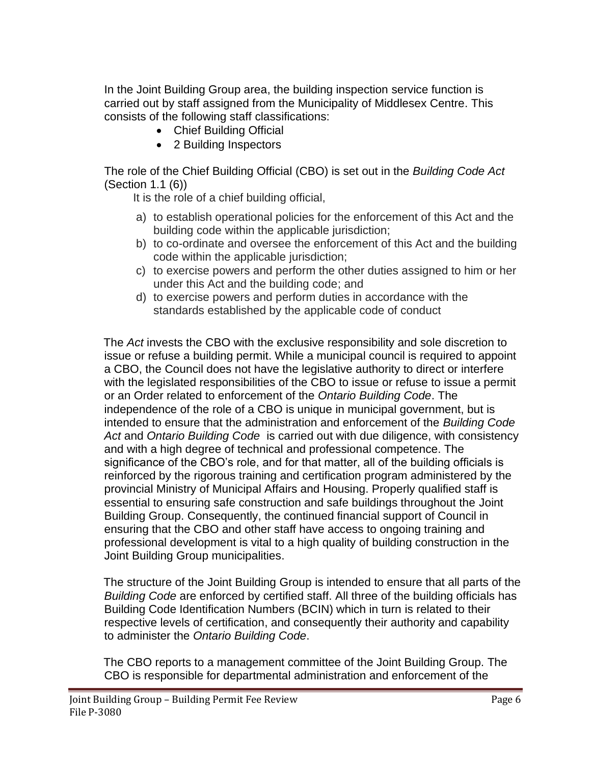In the Joint Building Group area, the building inspection service function is carried out by staff assigned from the Municipality of Middlesex Centre. This consists of the following staff classifications:

- Chief Building Official
- 2 Building Inspectors

The role of the Chief Building Official (CBO) is set out in the *Building Code Act* (Section 1.1 (6))

It is the role of a chief building official,

a) to establish operational policies for the enforcement of this Act and the building code within the applicable jurisdiction;
b) to co-ordinate and oversee the enforcement of this Act and the building code within the applicable jurisdiction;
c) to exercise powers and perform the other duties assigned to him or her under this Act and the building code; and
d) to exercise powers and perform duties in accordance with the standards established by the applicable code of conduct

The *Act* invests the CBO with the exclusive responsibility and sole discretion to issue or refuse a building permit. While a municipal council is required to appoint a CBO, the Council does not have the legislative authority to direct or interfere with the legislated responsibilities of the CBO to issue or refuse to issue a permit or an Order related to enforcement of the *Ontario Building Code*. The independence of the role of a CBO is unique in municipal government, but is intended to ensure that the administration and enforcement of the *Building Code Act* and *Ontario Building Code* is carried out with due diligence, with consistency and with a high degree of technical and professional competence. The significance of the CBO's role, and for that matter, all of the building officials is reinforced by the rigorous training and certification program administered by the provincial Ministry of Municipal Affairs and Housing. Properly qualified staff is essential to ensuring safe construction and safe buildings throughout the Joint Building Group. Consequently, the continued financial support of Council in ensuring that the CBO and other staff have access to ongoing training and professional development is vital to a high quality of building construction in the Joint Building Group municipalities.

The structure of the Joint Building Group is intended to ensure that all parts of the *Building Code* are enforced by certified staff. All three of the building officials has Building Code Identification Numbers (BCIN) which in turn is related to their respective levels of certification, and consequently their authority and capability to administer the *Ontario Building Code*.

The CBO reports to a management committee of the Joint Building Group. The CBO is responsible for departmental administration and enforcement of the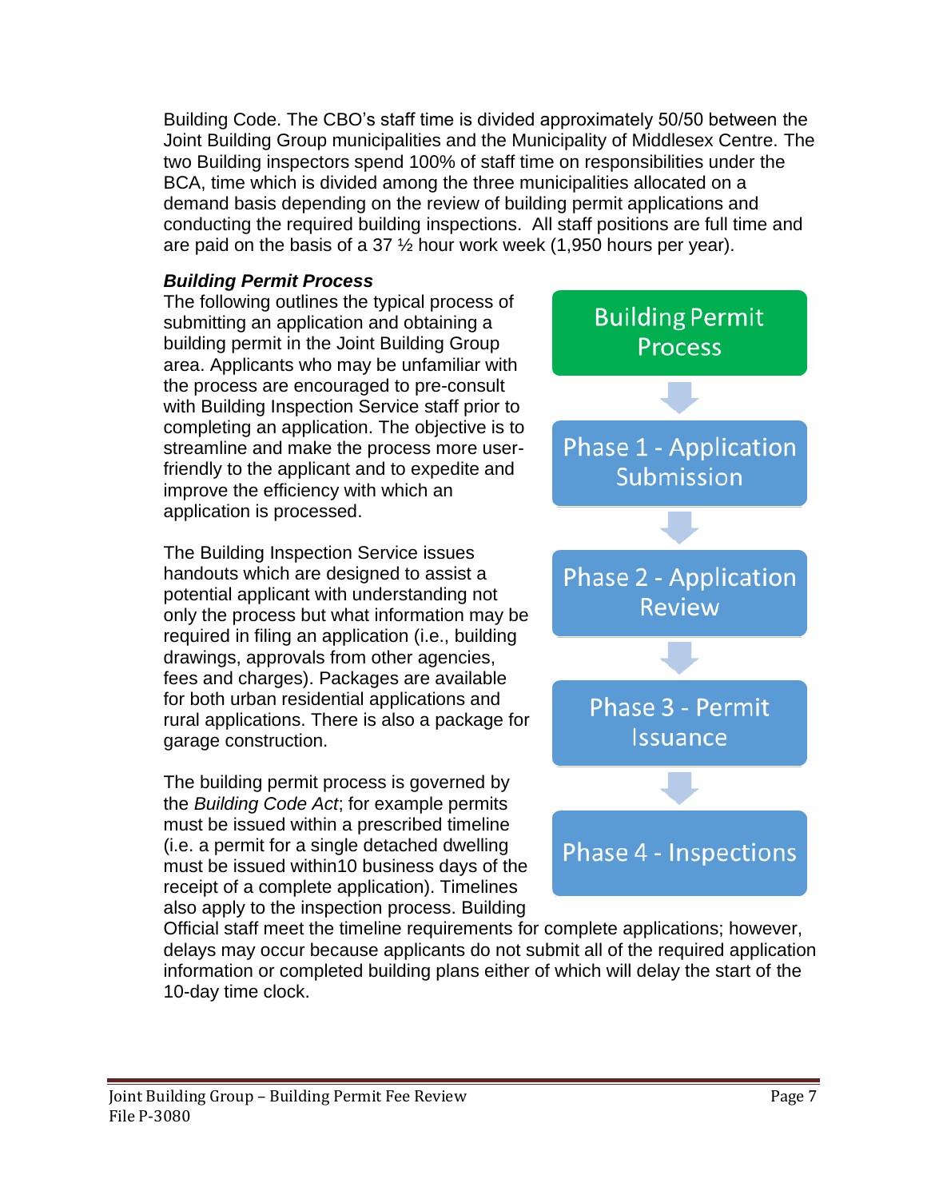Building Code. The CBO's staff time is divided approximately 50/50 between the Joint Building Group municipalities and the Municipality of Middlesex Centre. The two Building inspectors spend 100% of staff time on responsibilities under the BCA, time which is divided among the three municipalities allocated on a demand basis depending on the review of building permit applications and conducting the required building inspections. All staff positions are full time and are paid on the basis of a 37 ½ hour work week (1,950 hours per year).

***Building Permit Process***

The following outlines the typical process of submitting an application and obtaining a building permit in the Joint Building Group area. Applicants who may be unfamiliar with the process are encouraged to pre-consult with Building Inspection Service staff prior to completing an application. The objective is to streamline and make the process more user-friendly to the applicant and to expedite and improve the efficiency with which an application is processed.

Building Permit Process

Phase 1 - Application Submission

Phase 2 - Application Review

Phase 3 - Permit Issuance

Phase 4 - Inspections

The Building Inspection Service issues handouts which are designed to assist a potential applicant with understanding not only the process but what information may be required in filing an application (i.e., building drawings, approvals from other agencies, fees and charges). Packages are available for both urban residential applications and rural applications. There is also a package for garage construction.

The building permit process is governed by the *Building Code Act*; for example permits must be issued within a prescribed timeline (i.e. a permit for a single detached dwelling must be issued within10 business days of the receipt of a complete application). Timelines also apply to the inspection process. Building Official staff meet the timeline requirements for complete applications; however, delays may occur because applicants do not submit all of the required application information or completed building plans either of which will delay the start of the 10-day time clock.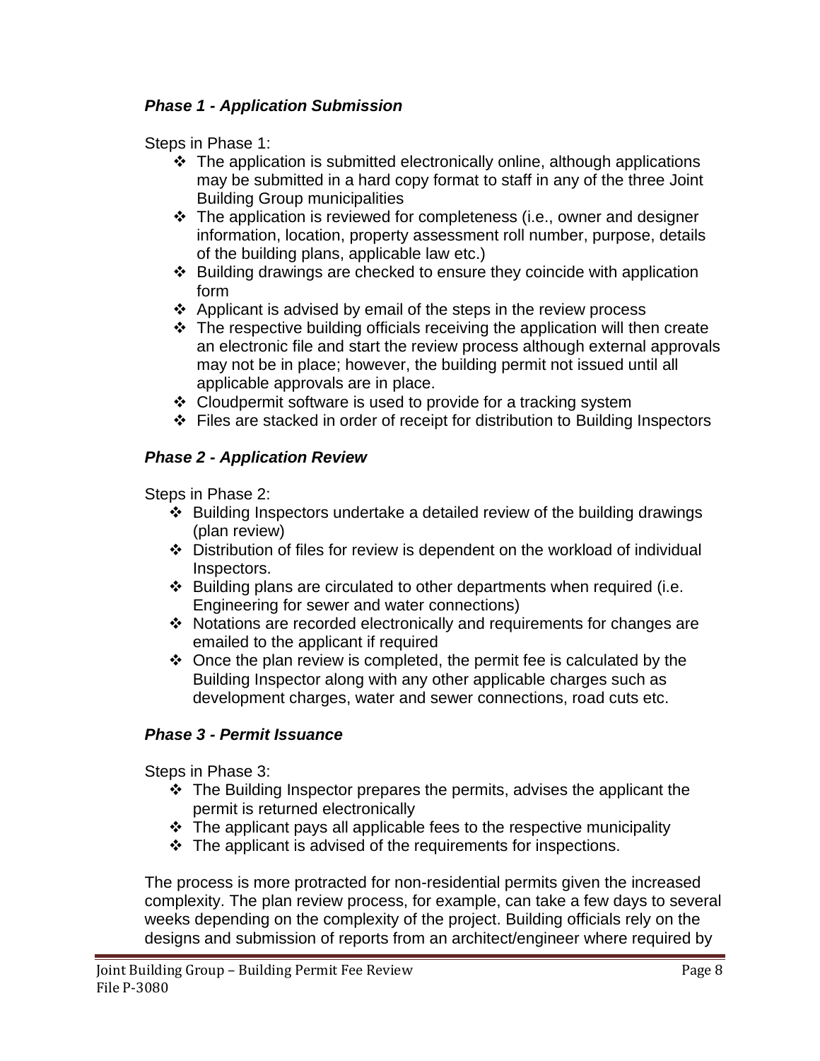### *Phase 1 - Application Submission*

Steps in Phase 1:

- The application is submitted electronically online, although applications may be submitted in a hard copy format to staff in any of the three Joint Building Group municipalities
- The application is reviewed for completeness (i.e., owner and designer information, location, property assessment roll number, purpose, details of the building plans, applicable law etc.)
- Building drawings are checked to ensure they coincide with application form
- Applicant is advised by email of the steps in the review process
- The respective building officials receiving the application will then create an electronic file and start the review process although external approvals may not be in place; however, the building permit not issued until all applicable approvals are in place.
- Cloudpermit software is used to provide for a tracking system
- Files are stacked in order of receipt for distribution to Building Inspectors

### *Phase 2 - Application Review*

Steps in Phase 2:

- Building Inspectors undertake a detailed review of the building drawings (plan review)
- Distribution of files for review is dependent on the workload of individual Inspectors.
- Building plans are circulated to other departments when required (i.e. Engineering for sewer and water connections)
- Notations are recorded electronically and requirements for changes are emailed to the applicant if required
- Once the plan review is completed, the permit fee is calculated by the Building Inspector along with any other applicable charges such as development charges, water and sewer connections, road cuts etc.

### *Phase 3 - Permit Issuance*

Steps in Phase 3:

- The Building Inspector prepares the permits, advises the applicant the permit is returned electronically
- The applicant pays all applicable fees to the respective municipality
- The applicant is advised of the requirements for inspections.

The process is more protracted for non-residential permits given the increased complexity. The plan review process, for example, can take a few days to several weeks depending on the complexity of the project. Building officials rely on the designs and submission of reports from an architect/engineer where required by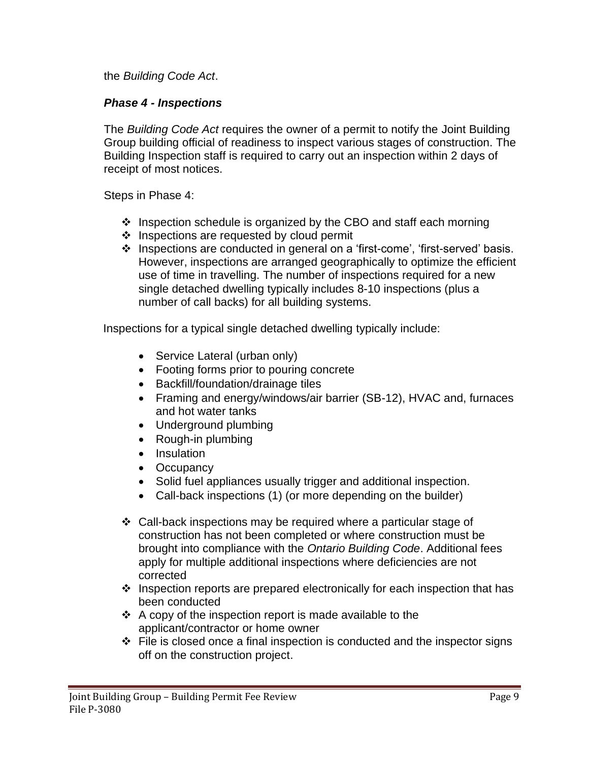the *Building Code Act*.

***Phase 4 - Inspections***

The *Building Code Act* requires the owner of a permit to notify the Joint Building Group building official of readiness to inspect various stages of construction. The Building Inspection staff is required to carry out an inspection within 2 days of receipt of most notices.

Steps in Phase 4:

- ❖ Inspection schedule is organized by the CBO and staff each morning
- ❖ Inspections are requested by cloud permit
- ❖ Inspections are conducted in general on a 'first-come', 'first-served' basis. However, inspections are arranged geographically to optimize the efficient use of time in travelling. The number of inspections required for a new single detached dwelling typically includes 8-10 inspections (plus a number of call backs) for all building systems.

Inspections for a typical single detached dwelling typically include:

- Service Lateral (urban only)
- Footing forms prior to pouring concrete
- Backfill/foundation/drainage tiles
- Framing and energy/windows/air barrier (SB-12), HVAC and, furnaces and hot water tanks
- Underground plumbing
- Rough-in plumbing
- Insulation
- Occupancy
- Solid fuel appliances usually trigger and additional inspection.
- Call-back inspections (1) (or more depending on the builder)

- ❖ Call-back inspections may be required where a particular stage of construction has not been completed or where construction must be brought into compliance with the *Ontario Building Code*. Additional fees apply for multiple additional inspections where deficiencies are not corrected
- ❖ Inspection reports are prepared electronically for each inspection that has been conducted
- ❖ A copy of the inspection report is made available to the applicant/contractor or home owner
- ❖ File is closed once a final inspection is conducted and the inspector signs off on the construction project.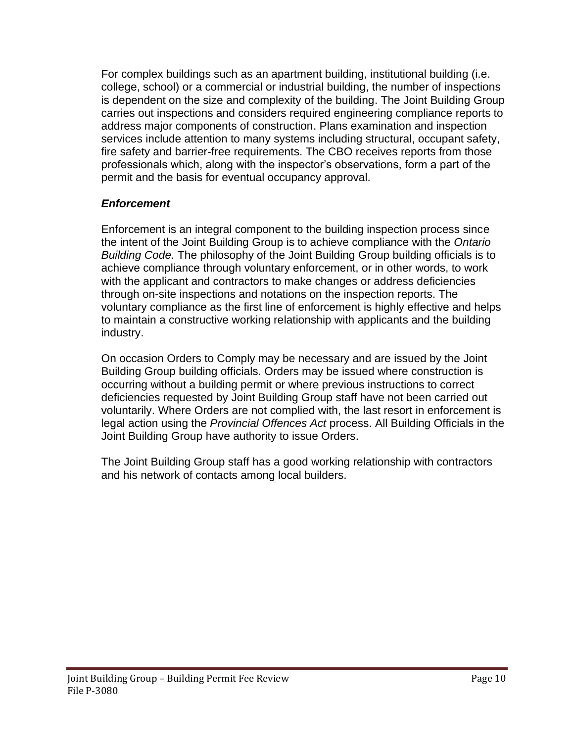For complex buildings such as an apartment building, institutional building (i.e. college, school) or a commercial or industrial building, the number of inspections is dependent on the size and complexity of the building. The Joint Building Group carries out inspections and considers required engineering compliance reports to address major components of construction. Plans examination and inspection services include attention to many systems including structural, occupant safety, fire safety and barrier-free requirements. The CBO receives reports from those professionals which, along with the inspector's observations, form a part of the permit and the basis for eventual occupancy approval.

### *Enforcement*

Enforcement is an integral component to the building inspection process since the intent of the Joint Building Group is to achieve compliance with the *Ontario Building Code.* The philosophy of the Joint Building Group building officials is to achieve compliance through voluntary enforcement, or in other words, to work with the applicant and contractors to make changes or address deficiencies through on-site inspections and notations on the inspection reports. The voluntary compliance as the first line of enforcement is highly effective and helps to maintain a constructive working relationship with applicants and the building industry.

On occasion Orders to Comply may be necessary and are issued by the Joint Building Group building officials. Orders may be issued where construction is occurring without a building permit or where previous instructions to correct deficiencies requested by Joint Building Group staff have not been carried out voluntarily. Where Orders are not complied with, the last resort in enforcement is legal action using the *Provincial Offences Act* process. All Building Officials in the Joint Building Group have authority to issue Orders.

The Joint Building Group staff has a good working relationship with contractors and his network of contacts among local builders.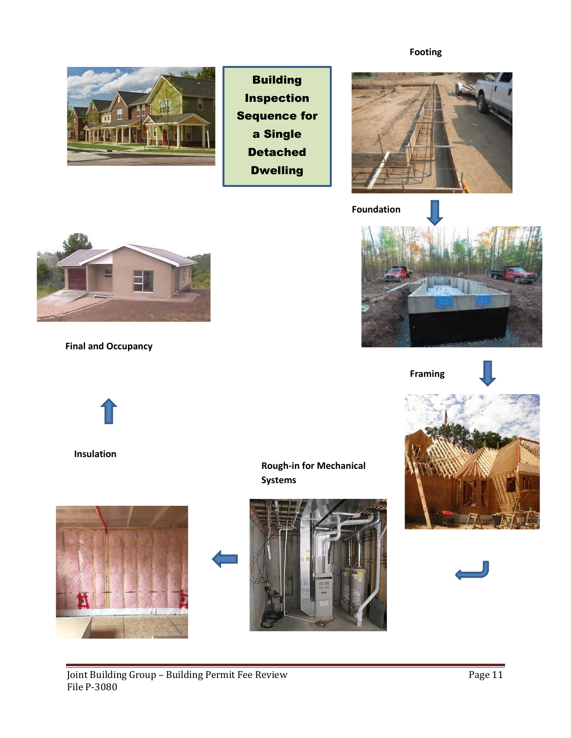**Building Inspection Sequence for a Single Detached Dwelling**

Footing

Foundation

Framing

Rough-in for Mechanical Systems

Insulation

Final and Occupancy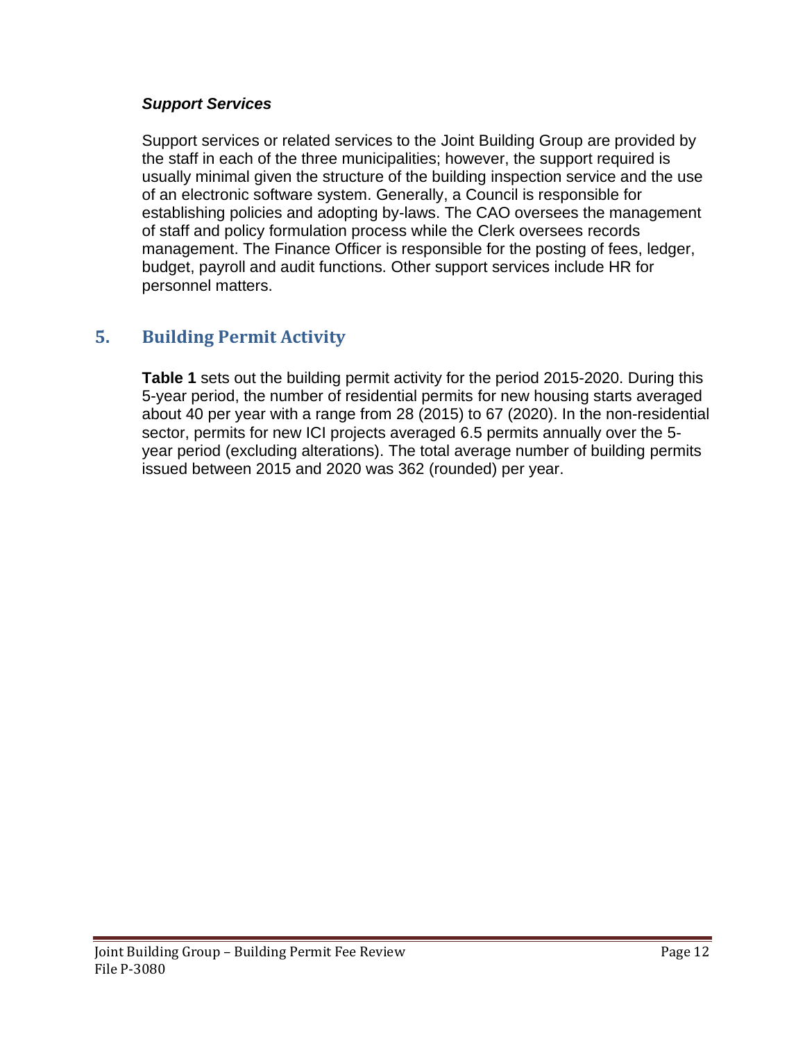### *Support Services*

Support services or related services to the Joint Building Group are provided by the staff in each of the three municipalities; however, the support required is usually minimal given the structure of the building inspection service and the use of an electronic software system. Generally, a Council is responsible for establishing policies and adopting by-laws. The CAO oversees the management of staff and policy formulation process while the Clerk oversees records management. The Finance Officer is responsible for the posting of fees, ledger, budget, payroll and audit functions. Other support services include HR for personnel matters.

## 5. Building Permit Activity

**Table 1** sets out the building permit activity for the period 2015-2020. During this 5-year period, the number of residential permits for new housing starts averaged about 40 per year with a range from 28 (2015) to 67 (2020). In the non-residential sector, permits for new ICI projects averaged 6.5 permits annually over the 5-year period (excluding alterations). The total average number of building permits issued between 2015 and 2020 was 362 (rounded) per year.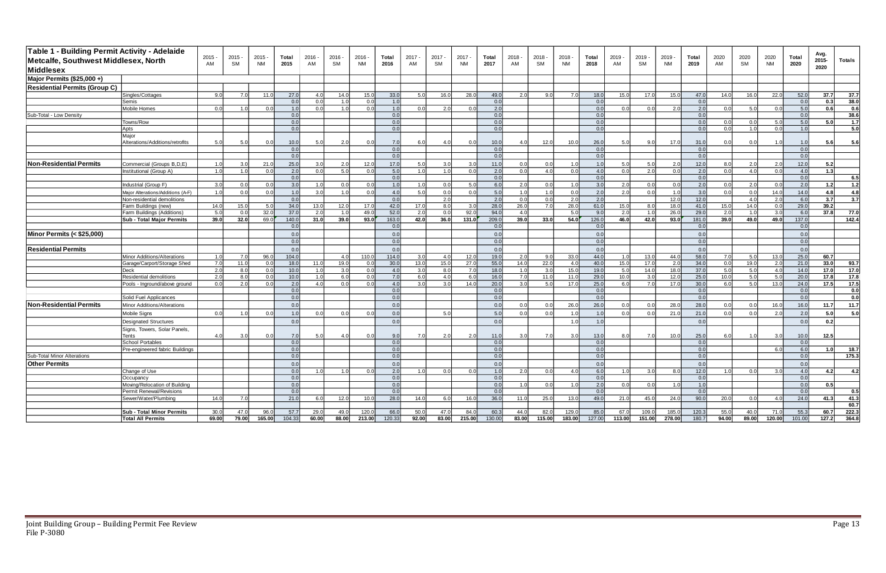| Table 1 - Building Permit Activity - Adelaide Metcalfe, Southwest Middlesex, North Middlesex | | 2015 - AM | 2015 - SM | 2015 - NM | Total 2015 | 2016 - AM | 2016 - SM | 2016 - NM | Total 2016 | 2017 - AM | 2017 - SM | 2017 - NM | Total 2017 | 2018 - AM | 2018 - SM | 2018 - NM | Total 2018 | 2019 - AM | 2019 - SM | 2019 - NM | Total 2019 | 2020 AM | 2020 SM | 2020 NM | Total 2020 | Avg. 2015-2020 | Totals |
|---|---|---|---|---|---|---|---|---|---|---|---|---|---|---|---|---|---|---|---|---|---|---|---|---|---|---|---|
| **Major Permits ($25,000 +)** | | | | | | | | | | | | | | | | | | | | | | | | | | | |
| **Residential Permits (Group C)** | | | | | | | | | | | | | | | | | | | | | | | | | | | |
| | Singles/Cottages | 9.0 | 7.0 | 11.0 | 27.0 | 4.0 | 14.0 | 15.0 | 33.0 | 5.0 | 16.0 | 28.0 | 49.0 | 2.0 | 9.0 | 7.0 | 18.0 | 15.0 | 17.0 | 15.0 | 47.0 | 14.0 | 16.0 | 22.0 | 52.0 | 37.7 | 37.7 |
| | Semis | | | | 0.0 | 0.0 | 1.0 | 0.0 | 1.0 | | | | 0.0 | | | | 0.0 | | | | 0.0 | | | | 0.0 | 0.3 | 38.0 |
| | Mobile Homes | 0.0 | 1.0 | 0.0 | 1.0 | 0.0 | 1.0 | 0.0 | 1.0 | 0.0 | 2.0 | 0.0 | 2.0 | | | | 0.0 | 0.0 | 0.0 | 2.0 | 2.0 | 0.0 | 5.0 | 0.0 | 5.0 | 0.6 | 0.6 |
| Sub-Total - Low Density | | | | | 0.0 | | | | 0.0 | | | | 0.0 | | | | 0.0 | | | | 0.0 | | | | 0.0 | | 38.6 |
| | Towns/Row | | | | 0.0 | | | | 0.0 | | | | 0.0 | | | | 0.0 | | | | 0.0 | 0.0 | 0.0 | 5.0 | 5.0 | 5.0 | 1.7 |
| | Apts | | | | 0.0 | | | | 0.0 | | | | 0.0 | | | | 0.0 | | | | 0.0 | 0.0 | 1.0 | 0.0 | 1.0 | | 5.0 |
| | Major Alterations/Additions/retrofits | 5.0 | 5.0 | 0.0 | 10.0 | 5.0 | 2.0 | 0.0 | 7.0 | 6.0 | 4.0 | 0.0 | 10.0 | 4.0 | 12.0 | 10.0 | 26.0 | 5.0 | 9.0 | 17.0 | 31.0 | 0.0 | 0.0 | 1.0 | 1.0 | 5.6 | 5.6 |
| | | | | | 0.0 | | | | 0.0 | | | | 0.0 | | | | 0.0 | | | | 0.0 | | | | 0.0 | | |
| | | | | | 0.0 | | | | 0.0 | | | | 0.0 | | | | 0.0 | | | | 0.0 | | | | 0.0 | | |
| **Non-Residential Permits** | Commercial (Groups B,D,E) | 1.0 | 3.0 | 21.0 | 25.0 | 3.0 | 2.0 | 12.0 | 17.0 | 5.0 | 3.0 | 3.0 | 11.0 | 0.0 | 0.0 | 1.0 | 1.0 | 5.0 | 5.0 | 2.0 | 12.0 | 8.0 | 2.0 | 2.0 | 12.0 | 5.2 | |
| | Institutional (Group A) | 1.0 | 1.0 | 0.0 | 2.0 | 0.0 | 5.0 | 0.0 | 5.0 | 1.0 | 1.0 | 0.0 | 2.0 | 0.0 | 4.0 | 0.0 | 4.0 | 0.0 | 2.0 | 0.0 | 2.0 | 0.0 | 4.0 | 0.0 | 4.0 | 1.3 | |
| | | | | | 0.0 | | | | 0.0 | | | | 0.0 | | | | 0.0 | | | | 0.0 | | | | 0.0 | | 6.5 |
| | Industrial (Group F) | 3.0 | 0.0 | 0.0 | 3.0 | 1.0 | 0.0 | 0.0 | 1.0 | 1.0 | 0.0 | 5.0 | 6.0 | 2.0 | 0.0 | 1.0 | 3.0 | 2.0 | 0.0 | 0.0 | 2.0 | 0.0 | 2.0 | 0.0 | 2.0 | 1.2 | 1.2 |
| | Major Alterations/Additions (A-F) | 1.0 | 0.0 | 0.0 | 1.0 | 3.0 | 1.0 | 0.0 | 4.0 | 5.0 | 0.0 | 0.0 | 5.0 | 1.0 | 1.0 | 0.0 | 2.0 | 2.0 | 0.0 | 1.0 | 3.0 | 0.0 | 0.0 | 14.0 | 14.0 | 4.8 | 4.8 |
| | Non-residential demolitions | | | | 0.0 | | | | 0.0 | | 2.0 | | 2.0 | 0.0 | 0.0 | 2.0 | 2.0 | | | 12.0 | 12.0 | | 4.0 | 2.0 | 6.0 | 3.7 | 3.7 |
| | Farm Buildings (new) | 14.0 | 15.0 | 5.0 | 34.0 | 13.0 | 12.0 | 17.0 | 42.0 | 17.0 | 8.0 | 3.0 | 28.0 | 26.0 | 7.0 | 28.0 | 61.0 | 15.0 | 8.0 | 18.0 | 41.0 | 15.0 | 14.0 | 0.0 | 29.0 | 39.2 | |
| | Farm Buildings (Additions) | 5.0 | 0.0 | 32.0 | 37.0 | 2.0 | 1.0 | 49.0 | 52.0 | 2.0 | 0.0 | 92.0 | 94.0 | 4.0 | | 5.0 | 9.0 | 2.0 | 1.0 | 26.0 | 29.0 | 2.0 | 1.0 | 3.0 | 6.0 | 37.8 | 77.0 |
| | **Sub - Total Major Permits** | **39.0** | **32.0** | 69.0 | 140.0 | **31.0** | **39.0** | **93.0** | 163.0 | **42.0** | **36.0** | **131.0** | 209.0 | **39.0** | **33.0** | **54.0** | 126.0 | **46.0** | **42.0** | **93.0** | 181.0 | **39.0** | **49.0** | **49.0** | 137.0 | | **142.4** |
| | | | | | 0.0 | | | | 0.0 | | | | 0.0 | | | | 0.0 | | | | 0.0 | | | | 0.0 | | |
| **Minor Permits (< $25,000)** | | | | | 0.0 | | | | 0.0 | | | | 0.0 | | | | 0.0 | | | | 0.0 | | | | 0.0 | | |
| | | | | | 0.0 | | | | 0.0 | | | | 0.0 | | | | 0.0 | | | | 0.0 | | | | 0.0 | | |
| **Residential Permits** | | | | | 0.0 | | | | 0.0 | | | | 0.0 | | | | 0.0 | | | | 0.0 | | | | 0.0 | | |
| | Minor Additions/Alterations | 1.0 | 7.0 | 96.0 | 104.0 | | 4.0 | 110.0 | 114.0 | 3.0 | 4.0 | 12.0 | 19.0 | 2.0 | 9.0 | 33.0 | 44.0 | 1.0 | 13.0 | 44.0 | 58.0 | 7.0 | 5.0 | 13.0 | 25.0 | 60.7 | |
| | Garage/Carport/Storage Shed | 7.0 | 11.0 | 0.0 | 18.0 | 11.0 | 19.0 | 0.0 | 30.0 | 13.0 | 15.0 | 27.0 | 55.0 | 14.0 | 22.0 | 4.0 | 40.0 | 15.0 | 17.0 | 2.0 | 34.0 | 0.0 | 19.0 | 2.0 | 21.0 | 33.0 | 93.7 |
| | Deck | 2.0 | 8.0 | 0.0 | 10.0 | 1.0 | 3.0 | 0.0 | 4.0 | 3.0 | 8.0 | 7.0 | 18.0 | 1.0 | 3.0 | 15.0 | 19.0 | 5.0 | 14.0 | 18.0 | 37.0 | 5.0 | 5.0 | 4.0 | 14.0 | 17.0 | 17.0 |
| | Residential demolitions | 2.0 | 8.0 | 0.0 | 10.0 | 1.0 | 6.0 | 0.0 | 7.0 | 6.0 | 4.0 | 6.0 | 16.0 | 7.0 | 11.0 | 11.0 | 29.0 | 10.0 | 3.0 | 12.0 | 25.0 | 10.0 | 5.0 | 5.0 | 20.0 | 17.8 | 17.8 |
| | Pools - Inground/above ground | 0.0 | 2.0 | 0.0 | 2.0 | 4.0 | 0.0 | 0.0 | 4.0 | 3.0 | 3.0 | 14.0 | 20.0 | 3.0 | 5.0 | 17.0 | 25.0 | 6.0 | 7.0 | 17.0 | 30.0 | 6.0 | 5.0 | 13.0 | 24.0 | 17.5 | 17.5 |
| | | | | | 0.0 | | | | 0.0 | | | | 0.0 | | | | 0.0 | | | | 0.0 | | | | 0.0 | | 0.0 |
| | Solid Fuel Applicances | | | | 0.0 | | | | 0.0 | | | | 0.0 | | | | 0.0 | | | | 0.0 | | | | 0.0 | | 0.0 |
| **Non-Residential Permits** | Minor Additions/Alterations | | | | 0.0 | | | | 0.0 | | | | 0.0 | 0.0 | 0.0 | 26.0 | 26.0 | 0.0 | 0.0 | 28.0 | 28.0 | 0.0 | 0.0 | 16.0 | 16.0 | 11.7 | 11.7 |
| | Mobile Signs | 0.0 | 1.0 | 0.0 | 1.0 | 0.0 | 0.0 | 0.0 | 0.0 | | 5.0 | | 5.0 | 0.0 | 0.0 | 1.0 | 1.0 | 0.0 | 0.0 | 21.0 | 21.0 | 0.0 | 0.0 | 2.0 | 2.0 | 5.0 | 5.0 |
| | Designated Structures | | | | 0.0 | | | | 0.0 | | | | 0.0 | | | 1.0 | 1.0 | | | | 0.0 | | | | 0.0 | 0.2 | |
| | Signs, Towers, Solar Panels, Tents | 4.0 | 3.0 | 0.0 | 7.0 | 5.0 | 4.0 | 0.0 | 9.0 | 7.0 | 2.0 | 2.0 | 11.0 | 3.0 | 7.0 | 3.0 | 13.0 | 8.0 | 7.0 | 10.0 | 25.0 | 6.0 | 1.0 | 3.0 | 10.0 | 12.5 | |
| | School Portables | | | | 0.0 | | | | 0.0 | | | | 0.0 | | | | 0.0 | | | | 0.0 | | | | 0.0 | | |
| | Pre-engineered fabric Buildings | | | | 0.0 | | | | 0.0 | | | | 0.0 | | | | 0.0 | | | | 0.0 | | | 6.0 | 6.0 | 1.0 | 18.7 |
| Sub-Total Minor Alterations | | | | | 0.0 | | | | 0.0 | | | | 0.0 | | | | 0.0 | | | | 0.0 | | | | 0.0 | | 175.3 |
| **Other Permits** | | | | | 0.0 | | | | 0.0 | | | | 0.0 | | | | 0.0 | | | | 0.0 | | | | 0.0 | | |
| | Change of Use | | | | 0.0 | 1.0 | 1.0 | 0.0 | 2.0 | 1.0 | 0.0 | 0.0 | 1.0 | 2.0 | 0.0 | 4.0 | 6.0 | 1.0 | 3.0 | 8.0 | 12.0 | 1.0 | 0.0 | 3.0 | 4.0 | 4.2 | 4.2 |
| | Occupancy | | | | 0.0 | | | | 0.0 | | | | 0.0 | | | | 0.0 | | | | 0.0 | | | | 0.0 | | |
| | Moving/Relocation of Building | | | | 0.0 | | | | 0.0 | | | | 0.0 | 1.0 | 0.0 | 1.0 | 2.0 | 0.0 | 0.0 | 1.0 | 1.0 | | | | 0.0 | 0.5 | |
| | Permit Renewal/Revisions | | | | 0.0 | | | | 0.0 | | | | 0.0 | | | | 0.0 | | | | 0.0 | | | | 0.0 | | 0.5 |
| | Sewer/Water/Plumbing | 14.0 | 7.0 | | 21.0 | 6.0 | 12.0 | 10.0 | 28.0 | 14.0 | 6.0 | 16.0 | 36.0 | 11.0 | 25.0 | 13.0 | 49.0 | 21.0 | 45.0 | 24.0 | 90.0 | 20.0 | 0.0 | 4.0 | 24.0 | 41.3 | 41.3 |
| | | | | | | | | | | | | | | | | | | | | | | | | | | | 60.7 |
| | **Sub - Total Minor Permits** | 30.0 | 47.0 | 96.0 | 57.7 | 29.0 | 49.0 | 120.0 | 66.0 | 50.0 | 47.0 | 84.0 | 60.3 | 44.0 | 82.0 | 129.0 | 85.0 | 67.0 | 109.0 | 185.0 | 120.3 | 55.0 | 40.0 | 71.0 | 55.3 | 60.7 | 222.3 |
| | **Total All Permits** | **69.00** | **79.00** | **165.00** | 104.33 | **60.00** | **88.00** | **213.00** | 120.33 | **92.00** | **83.00** | **215.00** | 130.00 | **83.00** | **115.00** | **183.00** | 127.00 | **113.00** | **151.00** | **278.00** | 180.7 | **94.00** | **89.00** | **120.00** | 101.00 | **127.2** | **364.8** |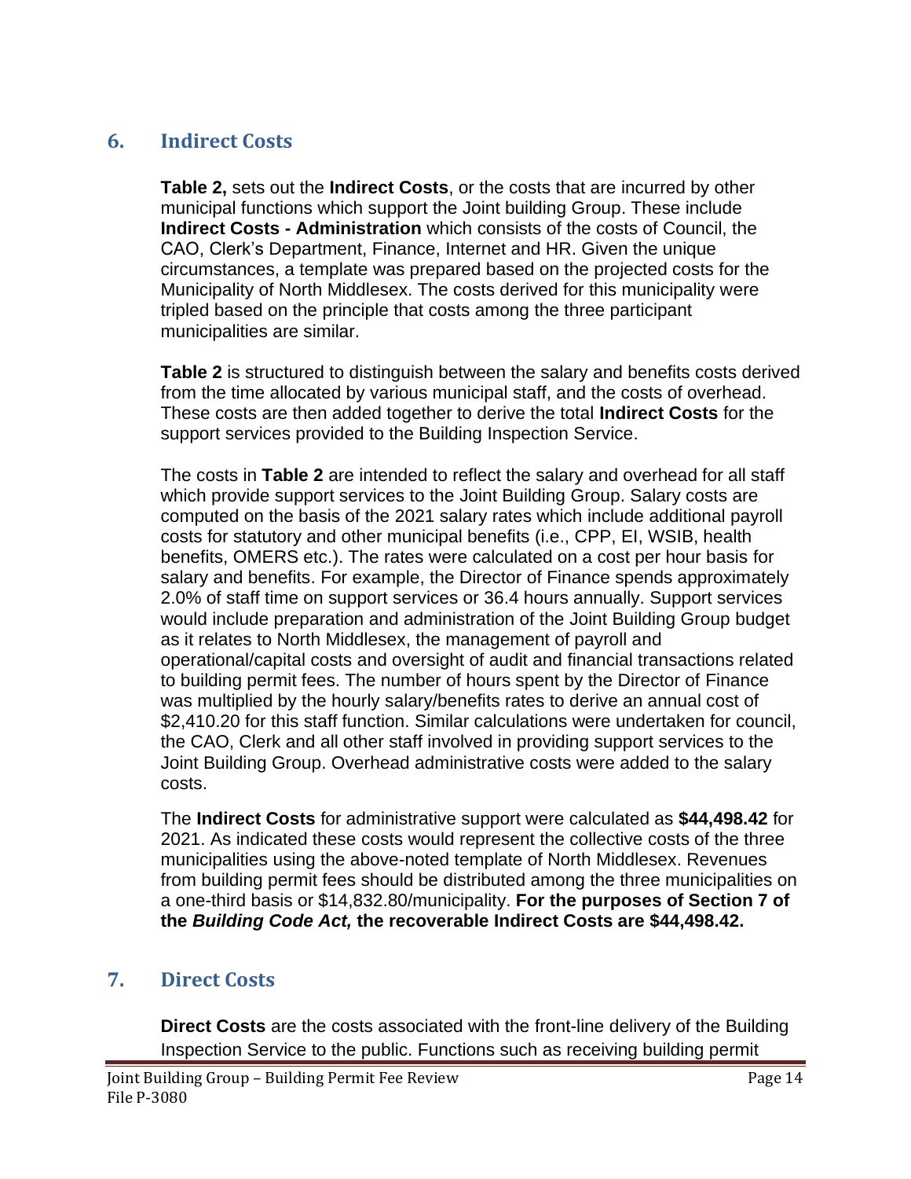## 6. Indirect Costs

**Table 2,** sets out the **Indirect Costs**, or the costs that are incurred by other municipal functions which support the Joint building Group. These include **Indirect Costs - Administration** which consists of the costs of Council, the CAO, Clerk's Department, Finance, Internet and HR. Given the unique circumstances, a template was prepared based on the projected costs for the Municipality of North Middlesex. The costs derived for this municipality were tripled based on the principle that costs among the three participant municipalities are similar.

**Table 2** is structured to distinguish between the salary and benefits costs derived from the time allocated by various municipal staff, and the costs of overhead. These costs are then added together to derive the total **Indirect Costs** for the support services provided to the Building Inspection Service.

The costs in **Table 2** are intended to reflect the salary and overhead for all staff which provide support services to the Joint Building Group. Salary costs are computed on the basis of the 2021 salary rates which include additional payroll costs for statutory and other municipal benefits (i.e., CPP, EI, WSIB, health benefits, OMERS etc.). The rates were calculated on a cost per hour basis for salary and benefits. For example, the Director of Finance spends approximately 2.0% of staff time on support services or 36.4 hours annually. Support services would include preparation and administration of the Joint Building Group budget as it relates to North Middlesex, the management of payroll and operational/capital costs and oversight of audit and financial transactions related to building permit fees. The number of hours spent by the Director of Finance was multiplied by the hourly salary/benefits rates to derive an annual cost of $2,410.20 for this staff function. Similar calculations were undertaken for council, the CAO, Clerk and all other staff involved in providing support services to the Joint Building Group. Overhead administrative costs were added to the salary costs.

The **Indirect Costs** for administrative support were calculated as **$44,498.42** for 2021. As indicated these costs would represent the collective costs of the three municipalities using the above-noted template of North Middlesex. Revenues from building permit fees should be distributed among the three municipalities on a one-third basis or $14,832.80/municipality. **For the purposes of Section 7 of the *Building Code Act,* the recoverable Indirect Costs are $44,498.42.**

## 7. Direct Costs

**Direct Costs** are the costs associated with the front-line delivery of the Building Inspection Service to the public. Functions such as receiving building permit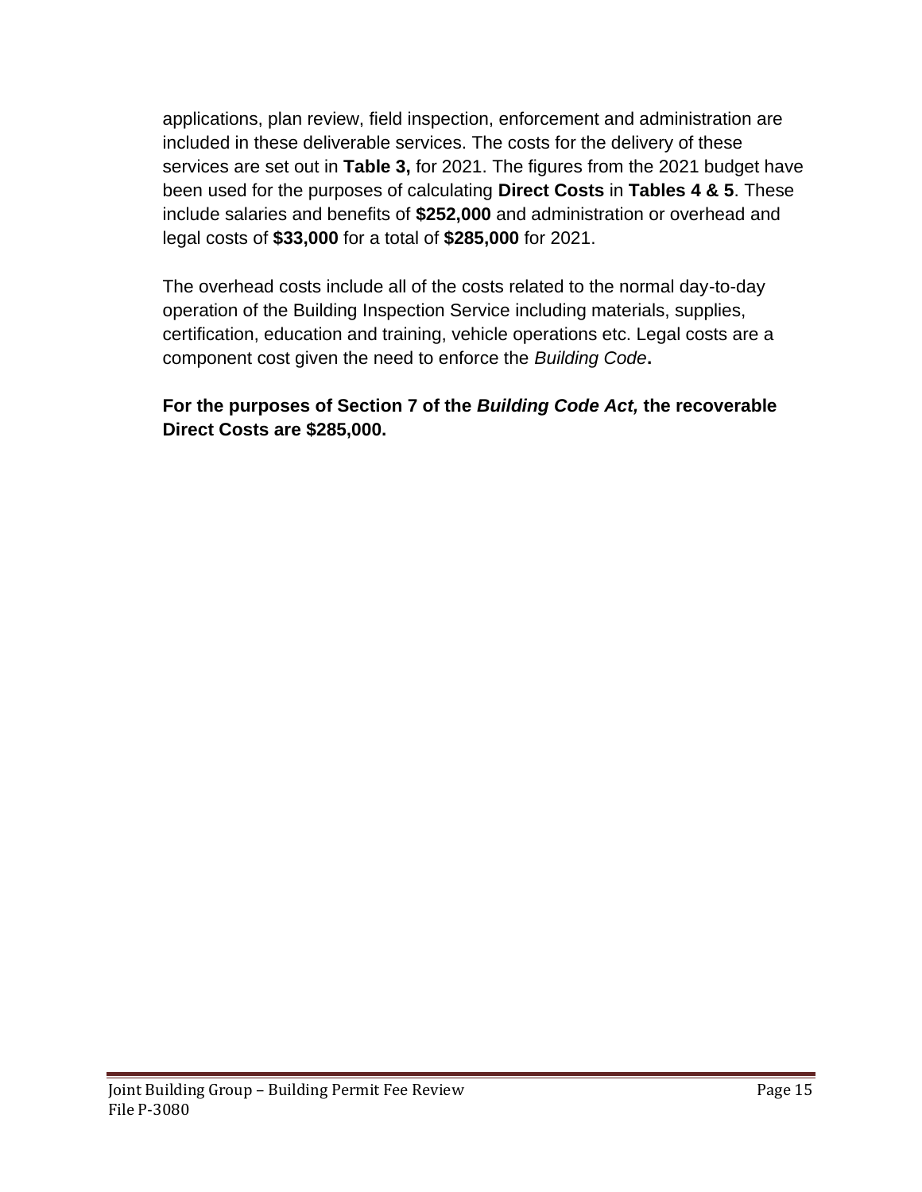applications, plan review, field inspection, enforcement and administration are included in these deliverable services. The costs for the delivery of these services are set out in **Table 3,** for 2021. The figures from the 2021 budget have been used for the purposes of calculating **Direct Costs** in **Tables 4 & 5**. These include salaries and benefits of **$252,000** and administration or overhead and legal costs of **$33,000** for a total of **$285,000** for 2021.

The overhead costs include all of the costs related to the normal day-to-day operation of the Building Inspection Service including materials, supplies, certification, education and training, vehicle operations etc. Legal costs are a component cost given the need to enforce the *Building Code***.**

**For the purposes of Section 7 of the *Building Code Act,* the recoverable Direct Costs are $285,000.**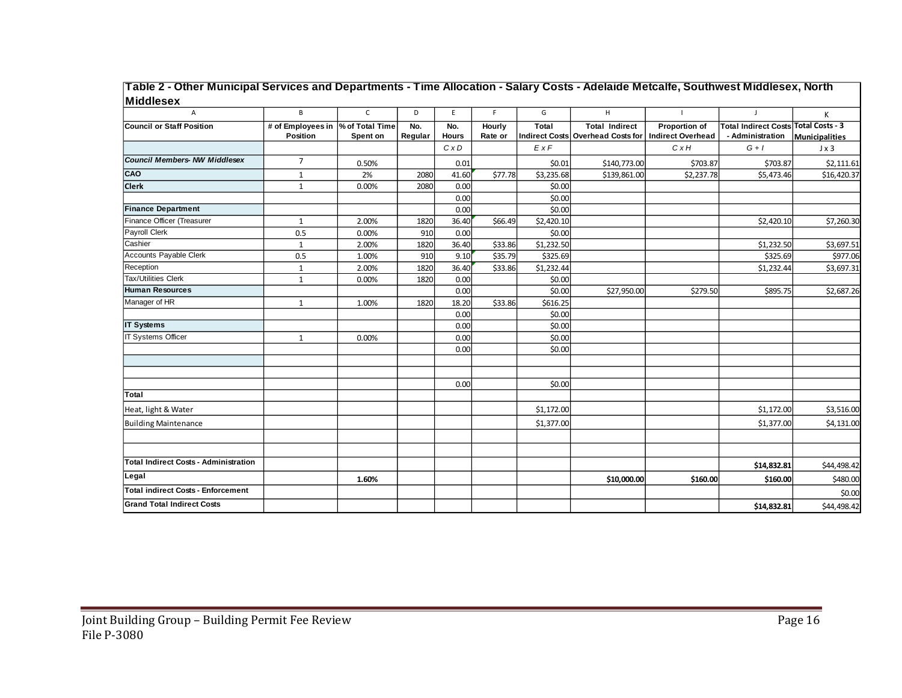**Table 2 - Other Municipal Services and Departments - Time Allocation - Salary Costs - Adelaide Metcalfe, Southwest Middlesex, North Middlesex**

| A | B | C | D | E | F | G | H | I | J | K |
|---|---|---|---|---|---|---|---|---|---|---|
| **Council or Staff Position** | **# of Employees in Position** | **% of Total Time Spent on** | **No. Regular** | **No. Hours** | **Hourly Rate or** | **Total Indirect Costs** | **Total Indirect Overhead Costs for** | **Proportion of Indirect Overhead** | **Total Indirect Costs - Administration** | **Total Costs - 3 Municipalities** |
| | | | | *C x D* | | *E x F* | | *C x H* | *G + I* | J x 3 |
| ***Council Members- NW Middlesex*** | 7 | 0.50% | | 0.01 | | $0.01 | $140,773.00 | $703.87 | $703.87 | $2,111.61 |
| **CAO** | 1 | 2% | 2080 | 41.60 | $77.78 | $3,235.68 | $139,861.00 | $2,237.78 | $5,473.46 | $16,420.37 |
| **Clerk** | 1 | 0.00% | 2080 | 0.00 | | $0.00 | | | | |
| | | | | 0.00 | | $0.00 | | | | |
| **Finance Department** | | | | 0.00 | | $0.00 | | | | |
| Finance Officer (Treasurer | 1 | 2.00% | 1820 | 36.40 | $66.49 | $2,420.10 | | | $2,420.10 | $7,260.30 |
| Payroll Clerk | 0.5 | 0.00% | 910 | 0.00 | | $0.00 | | | | |
| Cashier | 1 | 2.00% | 1820 | 36.40 | $33.86 | $1,232.50 | | | $1,232.50 | $3,697.51 |
| Accounts Payable Clerk | 0.5 | 1.00% | 910 | 9.10 | $35.79 | $325.69 | | | $325.69 | $977.06 |
| Reception | 1 | 2.00% | 1820 | 36.40 | $33.86 | $1,232.44 | | | $1,232.44 | $3,697.31 |
| Tax/Utilities Clerk | 1 | 0.00% | 1820 | 0.00 | | $0.00 | | | | |
| **Human Resources** | | | | 0.00 | | $0.00 | $27,950.00 | $279.50 | $895.75 | $2,687.26 |
| Manager of HR | 1 | 1.00% | 1820 | 18.20 | $33.86 | $616.25 | | | | |
| | | | | 0.00 | | $0.00 | | | | |
| **IT Systems** | | | | 0.00 | | $0.00 | | | | |
| IT Systems Officer | 1 | 0.00% | | 0.00 | | $0.00 | | | | |
| | | | | 0.00 | | $0.00 | | | | |
| | | | | | | | | | | |
| | | | | | | | | | | |
| | | | | 0.00 | | $0.00 | | | | |
| **Total** | | | | | | | | | | |
| Heat, light & Water | | | | | | $1,172.00 | | | $1,172.00 | $3,516.00 |
| Building Maintenance | | | | | | $1,377.00 | | | $1,377.00 | $4,131.00 |
| | | | | | | | | | | |
| | | | | | | | | | | |
| **Total Indirect Costs - Administration** | | | | | | | | | **$14,832.81** | $44,498.42 |
| **Legal** | | **1.60%** | | | | | **$10,000.00** | **$160.00** | **$160.00** | $480.00 |
| **Total indirect Costs - Enforcement** | | | | | | | | | | $0.00 |
| **Grand Total Indirect Costs** | | | | | | | | | **$14,832.81** | $44,498.42 |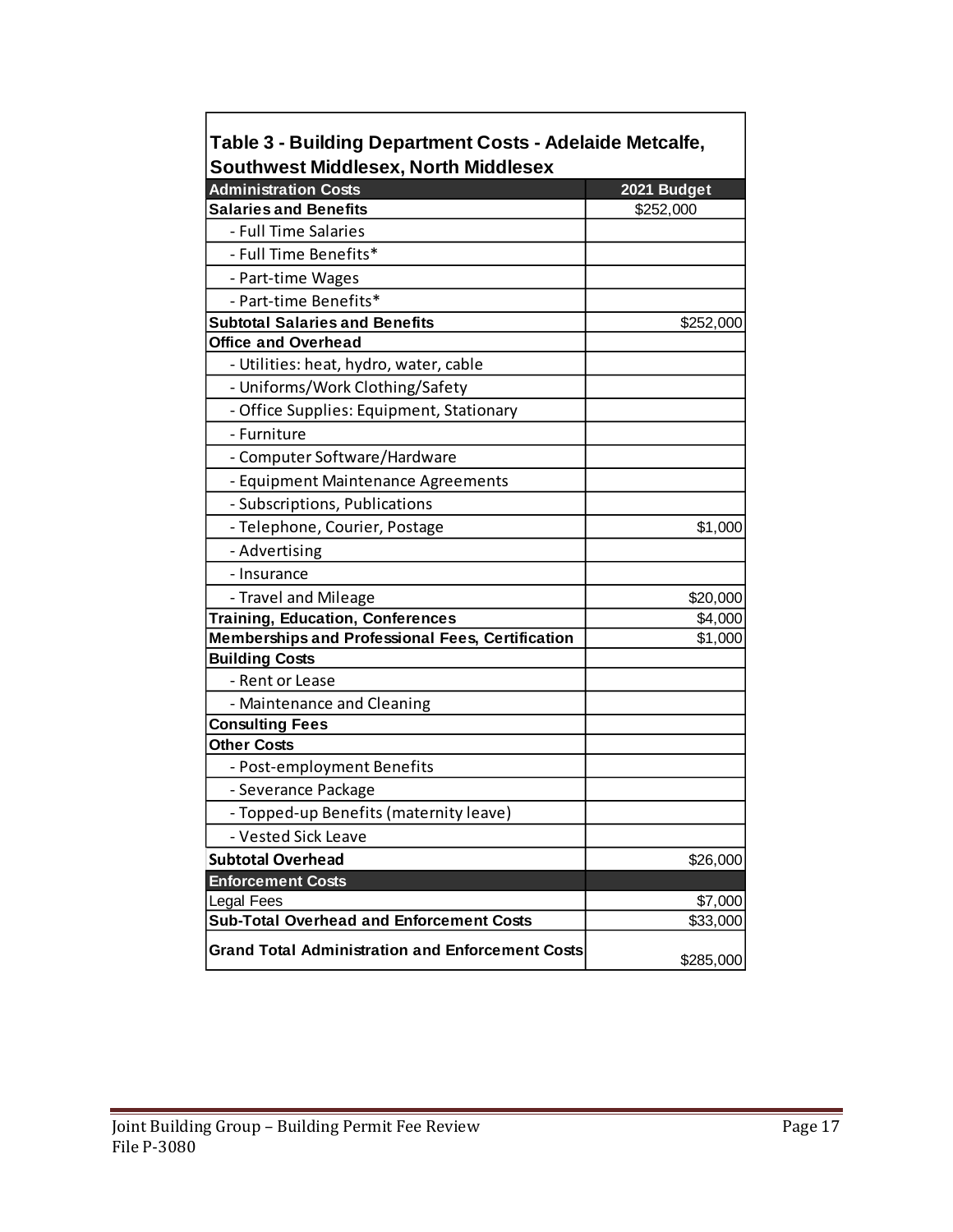**Table 3 - Building Department Costs - Adelaide Metcalfe, Southwest Middlesex, North Middlesex**

| Administration Costs | 2021 Budget |
|---|---|
| **Salaries and Benefits** | $252,000 |
| - Full Time Salaries | |
| - Full Time Benefits* | |
| - Part-time Wages | |
| - Part-time Benefits* | |
| **Subtotal Salaries and Benefits** | $252,000 |
| **Office and Overhead** | |
| - Utilities: heat, hydro, water, cable | |
| - Uniforms/Work Clothing/Safety | |
| - Office Supplies: Equipment, Stationary | |
| - Furniture | |
| - Computer Software/Hardware | |
| - Equipment Maintenance Agreements | |
| - Subscriptions, Publications | |
| - Telephone, Courier, Postage | $1,000 |
| - Advertising | |
| - Insurance | |
| - Travel and Mileage | $20,000 |
| **Training, Education, Conferences** | $4,000 |
| **Memberships and Professional Fees, Certification** | $1,000 |
| **Building Costs** | |
| - Rent or Lease | |
| - Maintenance and Cleaning | |
| **Consulting Fees** | |
| **Other Costs** | |
| - Post-employment Benefits | |
| - Severance Package | |
| - Topped-up Benefits (maternity leave) | |
| - Vested Sick Leave | |
| **Subtotal Overhead** | $26,000 |
| **Enforcement Costs** | |
| Legal Fees | $7,000 |
| **Sub-Total Overhead and Enforcement Costs** | $33,000 |
| **Grand Total Administration and Enforcement Costs** | $285,000 |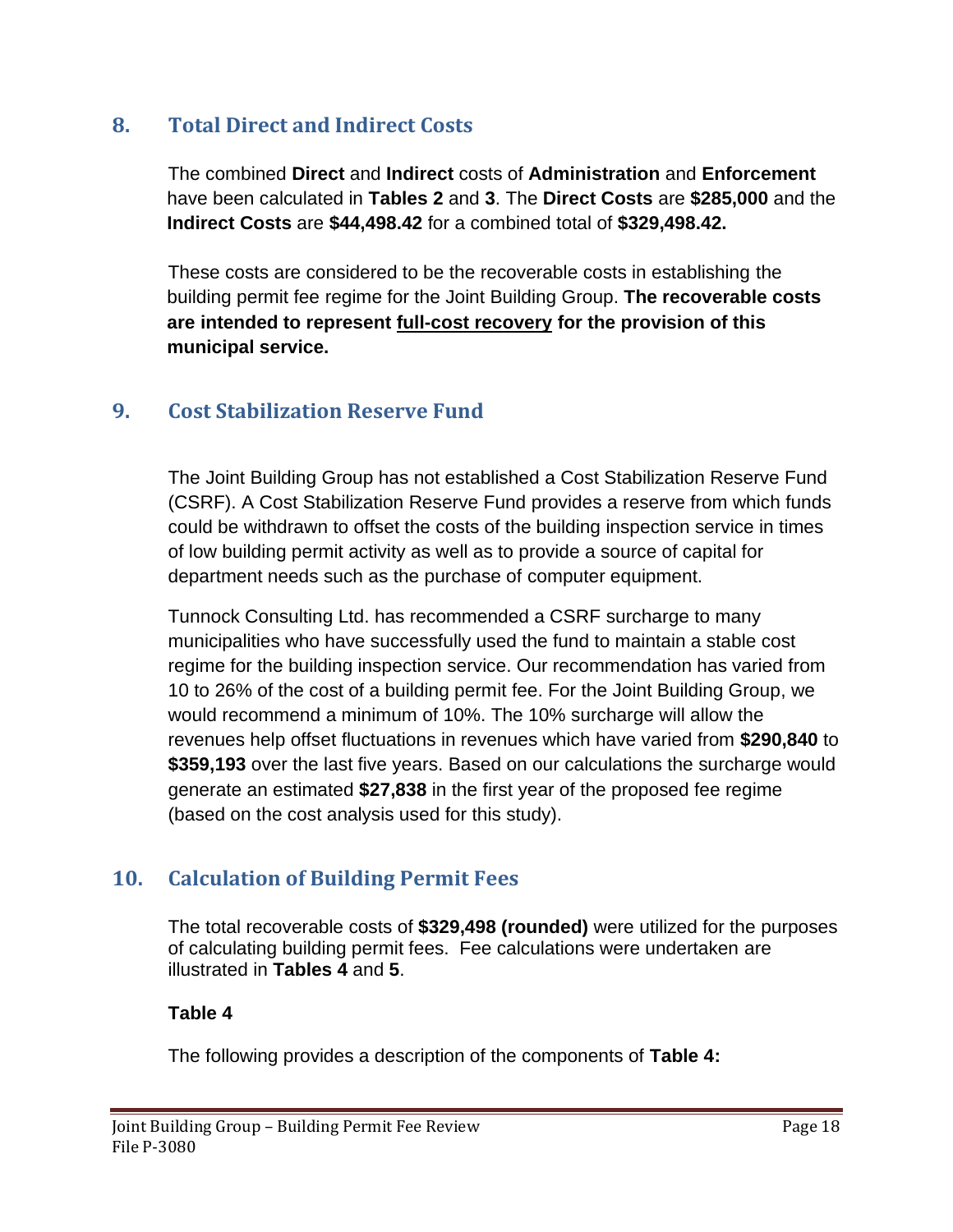## 8. Total Direct and Indirect Costs

The combined **Direct** and **Indirect** costs of **Administration** and **Enforcement** have been calculated in **Tables 2** and **3**. The **Direct Costs** are **$285,000** and the **Indirect Costs** are **$44,498.42** for a combined total of **$329,498.42.**

These costs are considered to be the recoverable costs in establishing the building permit fee regime for the Joint Building Group. **The recoverable costs are intended to represent <u>full-cost recovery</u> for the provision of this municipal service.**

## 9. Cost Stabilization Reserve Fund

The Joint Building Group has not established a Cost Stabilization Reserve Fund (CSRF). A Cost Stabilization Reserve Fund provides a reserve from which funds could be withdrawn to offset the costs of the building inspection service in times of low building permit activity as well as to provide a source of capital for department needs such as the purchase of computer equipment.

Tunnock Consulting Ltd. has recommended a CSRF surcharge to many municipalities who have successfully used the fund to maintain a stable cost regime for the building inspection service. Our recommendation has varied from 10 to 26% of the cost of a building permit fee. For the Joint Building Group, we would recommend a minimum of 10%. The 10% surcharge will allow the revenues help offset fluctuations in revenues which have varied from **$290,840** to **$359,193** over the last five years. Based on our calculations the surcharge would generate an estimated **$27,838** in the first year of the proposed fee regime (based on the cost analysis used for this study).

## 10. Calculation of Building Permit Fees

The total recoverable costs of **$329,498 (rounded)** were utilized for the purposes of calculating building permit fees. Fee calculations were undertaken are illustrated in **Tables 4** and **5**.

**Table 4**

The following provides a description of the components of **Table 4:**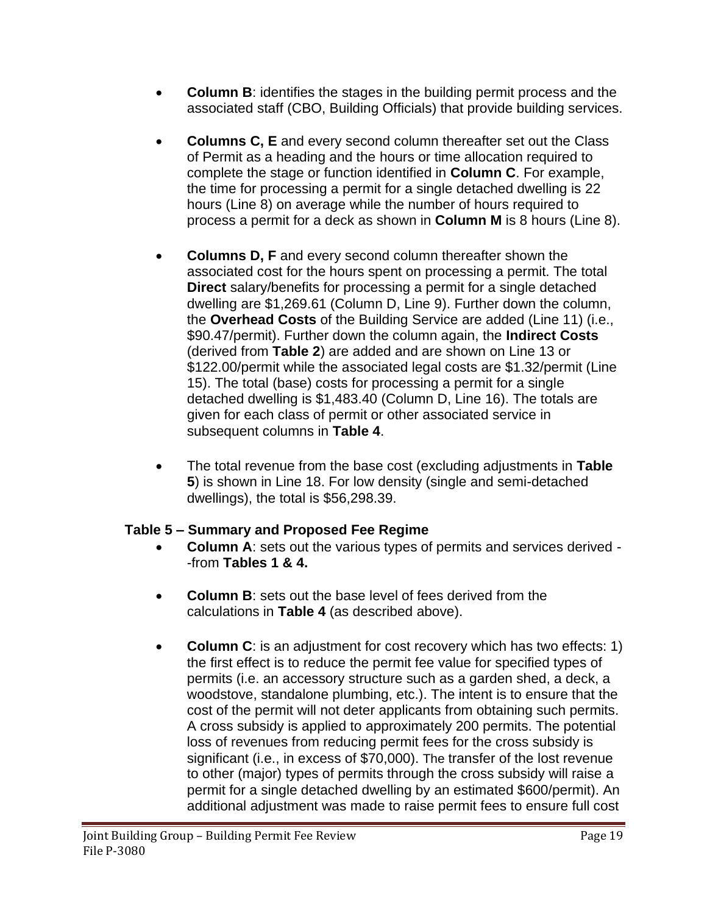- **Column B**: identifies the stages in the building permit process and the associated staff (CBO, Building Officials) that provide building services.

- **Columns C, E** and every second column thereafter set out the Class of Permit as a heading and the hours or time allocation required to complete the stage or function identified in **Column C**. For example, the time for processing a permit for a single detached dwelling is 22 hours (Line 8) on average while the number of hours required to process a permit for a deck as shown in **Column M** is 8 hours (Line 8).

- **Columns D, F** and every second column thereafter shown the associated cost for the hours spent on processing a permit. The total **Direct** salary/benefits for processing a permit for a single detached dwelling are $1,269.61 (Column D, Line 9). Further down the column, the **Overhead Costs** of the Building Service are added (Line 11) (i.e., $90.47/permit). Further down the column again, the **Indirect Costs** (derived from **Table 2**) are added and are shown on Line 13 or $122.00/permit while the associated legal costs are $1.32/permit (Line 15). The total (base) costs for processing a permit for a single detached dwelling is $1,483.40 (Column D, Line 16). The totals are given for each class of permit or other associated service in subsequent columns in **Table 4**.

- The total revenue from the base cost (excluding adjustments in **Table 5**) is shown in Line 18. For low density (single and semi-detached dwellings), the total is $56,298.39.

### Table 5 – Summary and Proposed Fee Regime

- **Column A**: sets out the various types of permits and services derived --from **Tables 1 & 4.**

- **Column B**: sets out the base level of fees derived from the calculations in **Table 4** (as described above).

- **Column C**: is an adjustment for cost recovery which has two effects: 1) the first effect is to reduce the permit fee value for specified types of permits (i.e. an accessory structure such as a garden shed, a deck, a woodstove, standalone plumbing, etc.). The intent is to ensure that the cost of the permit will not deter applicants from obtaining such permits. A cross subsidy is applied to approximately 200 permits. The potential loss of revenues from reducing permit fees for the cross subsidy is significant (i.e., in excess of $70,000). The transfer of the lost revenue to other (major) types of permits through the cross subsidy will raise a permit for a single detached dwelling by an estimated $600/permit). An additional adjustment was made to raise permit fees to ensure full cost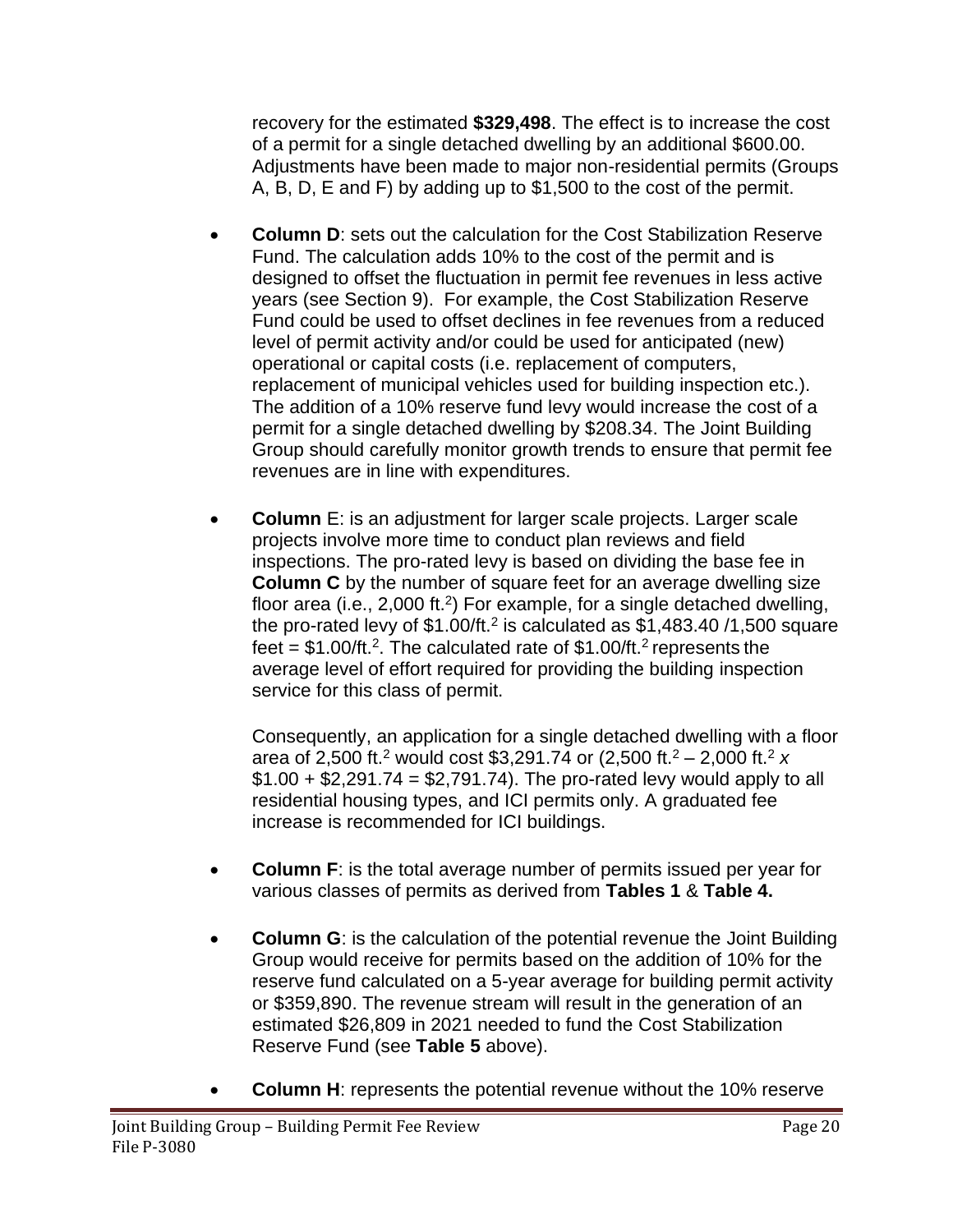recovery for the estimated **$329,498**. The effect is to increase the cost of a permit for a single detached dwelling by an additional $600.00. Adjustments have been made to major non-residential permits (Groups A, B, D, E and F) by adding up to $1,500 to the cost of the permit.

- **Column D**: sets out the calculation for the Cost Stabilization Reserve Fund. The calculation adds 10% to the cost of the permit and is designed to offset the fluctuation in permit fee revenues in less active years (see Section 9). For example, the Cost Stabilization Reserve Fund could be used to offset declines in fee revenues from a reduced level of permit activity and/or could be used for anticipated (new) operational or capital costs (i.e. replacement of computers, replacement of municipal vehicles used for building inspection etc.). The addition of a 10% reserve fund levy would increase the cost of a permit for a single detached dwelling by $208.34. The Joint Building Group should carefully monitor growth trends to ensure that permit fee revenues are in line with expenditures.

- **Column** E: is an adjustment for larger scale projects. Larger scale projects involve more time to conduct plan reviews and field inspections. The pro-rated levy is based on dividing the base fee in **Column C** by the number of square feet for an average dwelling size floor area (i.e., 2,000 $ft.^2$) For example, for a single detached dwelling, the pro-rated levy of $1.00/$ft.^2$ is calculated as $1,483.40 /1,500 square feet = $1.00/$ft.^2$. The calculated rate of $1.00/$ft.^2$ represents the average level of effort required for providing the building inspection service for this class of permit.

  Consequently, an application for a single detached dwelling with a floor area of 2,500 $ft.^2$ would cost $3,291.74 or (2,500 $ft.^2$ – 2,000 $ft.^2$ *x* $1.00 + $2,291.74 = $2,791.74). The pro-rated levy would apply to all residential housing types, and ICI permits only. A graduated fee increase is recommended for ICI buildings.

- **Column F**: is the total average number of permits issued per year for various classes of permits as derived from **Tables 1** & **Table 4.**

- **Column G**: is the calculation of the potential revenue the Joint Building Group would receive for permits based on the addition of 10% for the reserve fund calculated on a 5-year average for building permit activity or $359,890. The revenue stream will result in the generation of an estimated $26,809 in 2021 needed to fund the Cost Stabilization Reserve Fund (see **Table 5** above).

- **Column H**: represents the potential revenue without the 10% reserve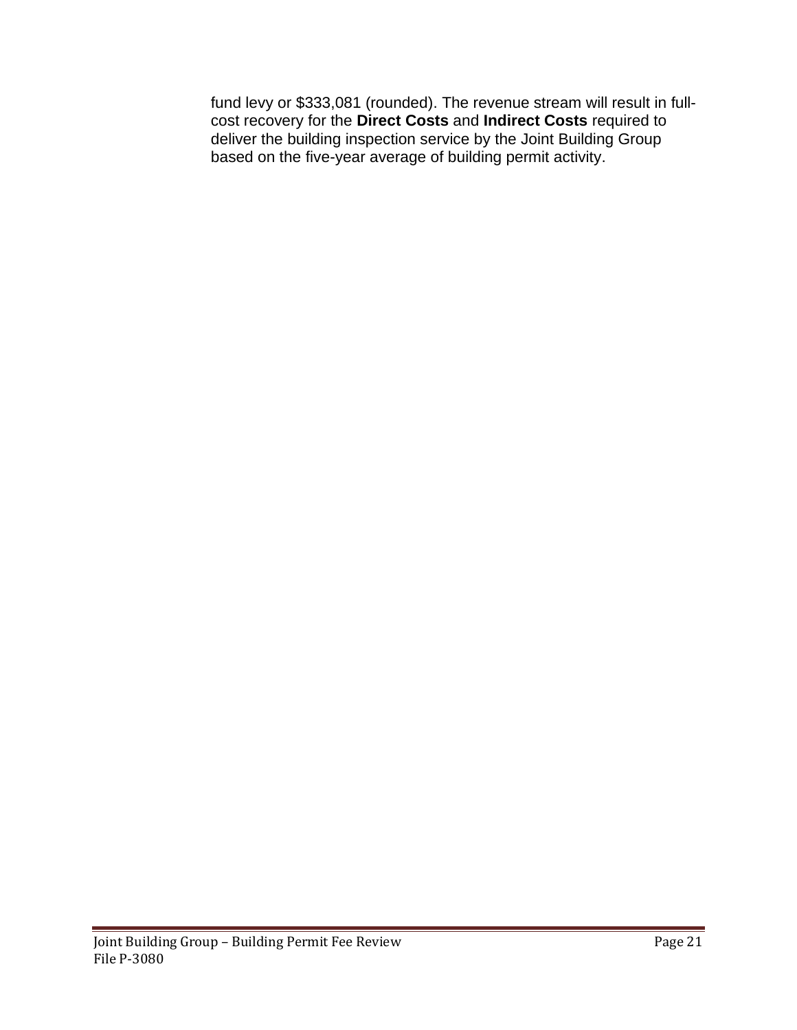fund levy or $333,081 (rounded). The revenue stream will result in full-cost recovery for the **Direct Costs** and **Indirect Costs** required to deliver the building inspection service by the Joint Building Group based on the five-year average of building permit activity.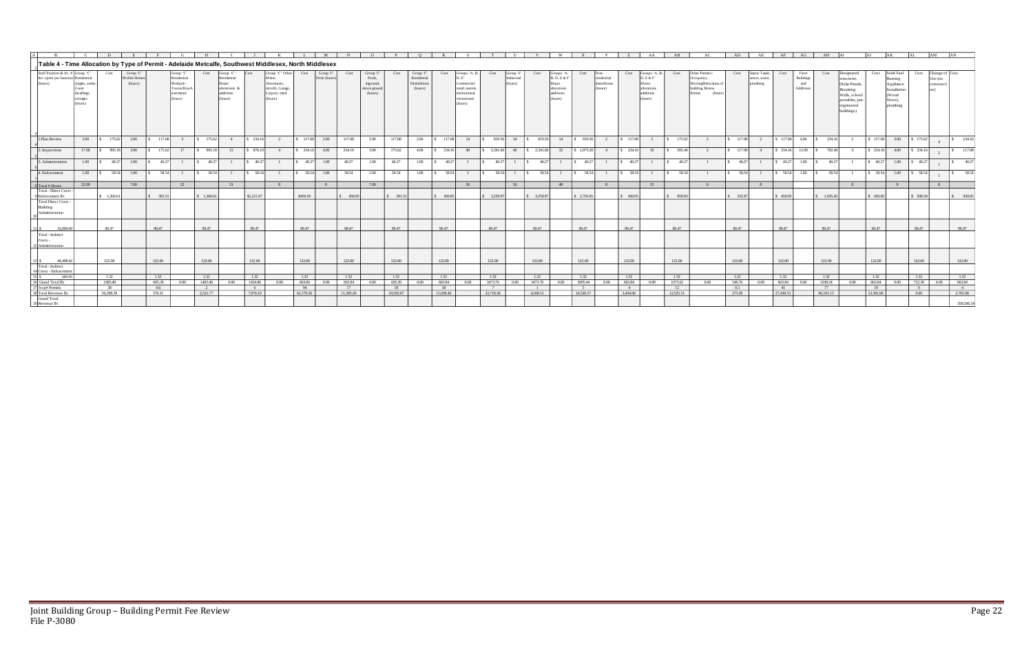## Table 4 - Time Allocation by Type of Permit - Adelaide Metcalfe, Southwest Middlesex, North Middlesex

| Staff Position & Av. # hrs. spent per function (hours) | Group 'C' Residential singles, semis, 2-unit dwellings, cottages (hours) | Cost | Group 'C' Mobile Homes (hours) | Cost | Group 'C' Residential Multiple - Towns/Row/Apartments (hours) | Cost | Group 'C' Residential Major alterations & additions (hours) | Cost | Group 'C' Other Minor Alterations, retrofit, Garage, Carport, shed (hours) | Cost | Group 'C' Deck (hours) | Cost | Group 'C' Pools, inground, above ground (hours) | Cost | Group 'C' Residential Demolitions (hours) | Cost | Groups 'A, B, D, E' Commercial retail, motels, institutional, recreational (hours) | Cost | Group 'F' Industrial (hours) | Cost | Groups 'A, B, D, E & F' Major alterations additions (hours) | Cost | Non-residential demolitions (hours) | Cost | Groups 'A, B, D, E & F' Minor alterations additions (hours) | Cost | Other Permits: Occupancy, Moving/Relocation of building, Renew Permit, (hours) | Cost | Septic Tanks, sewer, water, plumbing | Cost | Farm Buildings and Additions | Cost | Designated structures (Solar Panels, Retaining Walls, school portables, pre-engineered buildings) | Cost | Solid Fuel Burning Appliance Installation (Wood Stove), plumbing | Cost | Change of Use (no construction) | Cost |
|---|---|---|---|---|---|---|---|---|---|---|---|---|---|---|---|---|---|---|---|---|---|---|---|---|---|---|---|---|---|---|---|---|---|---|---|---|---|---|
| 1.Plan Review | 3.00 | $ 175.62 | 2.00 | $ 117.08 | 3 | $ 175.62 | 4 | $ 234.16 | 2 | $ 117.08 | 2.00 | 117.08 | 2.00 | 117.08 | 2.00 | $ 117.08 | 14 | $ 819.56 | 14 | $ 819.56 | 14 | $ 819.56 | 2 | $ 117.08 | 3 | $ 175.62 | 2 | $ 117.08 | 2 | $ 117.08 | 4.00 | $ 234.16 | 2 | $ 117.08 | 3.00 | $ 175.62 | 4 | $ 234.16 |
| 2. Inspections | 17.00 | $ 995.18 | 3.00 | $ 175.62 | 17 | $ 995.18 | 15 | $ 878.10 | 4 | $ 234.16 | 4.00 | 234.16 | 3.00 | 175.62 | 4.00 | $ 234.16 | 40 | $ 2,341.60 | 40 | $ 2,341.60 | 32 | $ 1,873.28 | 4 | $ 234.16 | 10 | $ 585.40 | 2 | $ 117.08 | 4 | $ 234.16 | 12.00 | $ 702.48 | 4 | $ 234.16 | 4.00 | $ 234.16 | 2 | $ 117.08 |
| 3. Administration | 1.00 | $ 40.27 | 1.00 | $ 40.27 | 1 | $ 40.27 | 1 | $ 40.27 | 1 | $ 40.27 | 1.00 | 40.27 | 1.00 | 40.27 | 1.00 | $ 40.27 | 1 | $ 40.27 | 1 | $ 40.27 | 1 | $ 40.27 | 1 | $ 40.27 | 1 | $ 40.27 | 1 | $ 40.27 | 1 | $ 40.27 | 1.00 | $ 40.27 | 1 | $ 40.27 | 1.00 | $ 40.27 | 1 | $ 40.27 |
| 4. Enforcement | 1.00 | $ 58.54 | 1.00 | $ 58.54 | 1 | $ 58.54 | 1 | $ 58.54 | 1 | $ 58.54 | 1.00 | 58.54 | 1.00 | 58.54 | 1.00 | $ 58.54 | 1 | $ 58.54 | 1 | $ 58.54 | 1 | $ 58.54 | 1 | $ 58.54 | 1 | $ 58.54 | 1 | $ 58.54 | 1 | $ 58.54 | 1.00 | $ 58.54 | 1 | $ 58.54 | 1.00 | $ 58.54 | 1 | $ 58.54 |
| Total # Hours | 22.00 | | 7.00 | | 22 | | 21 | | 8 | | 8 | | 7.00 | | | | 56 | | 56 | | 48 | | 8 | | 15 | | 6 | | 8 | | | | 8 | | 9 | | 8 | |
| Total - Direct Costs - Enforcement $'s | | $ 1,269.61 | | $ 391.51 | | $ 1,269.61 | | $1,211.07 | | $450.05 | | $ 450.05 | | $ 391.51 | | $ 450.05 | | $ 3,259.97 | | $ 3,259.97 | | $ 2,791.65 | | $ 450.05 | | $ 859.03 | | $ 332.97 | | $ 450.05 | | $ 1,035.45 | | $ 450.05 | | $ 508.59 | | $ 450.05 |
| Total Direct Costs - Building Administration $ 33,000.00 | | 90.47 | | 90.47 | | 90.47 | | 90.47 | | 90.47 | | 90.47 | | 90.47 | | 90.47 | | 90.47 | | 90.47 | | 90.47 | | 90.47 | | 90.47 | | 90.47 | | 90.47 | | 90.47 | | 90.47 | | 90.47 | | 90.47 |
| Total - Indirect Costs - Administration $ 44,498.42 | | 122.00 | | 122.00 | | 122.00 | | 122.00 | | 122.00 | | 122.00 | | 122.00 | | 122.00 | | 122.00 | | 122.00 | | 122.00 | | 122.00 | | 122.00 | | 122.00 | | 122.00 | | 122.00 | | 122.00 | | 122.00 | | 122.00 |
| Total - Indirect Costs - Enforcement $ 480.00 | | 1.32 | | 1.32 | | 1.32 | | 1.32 | | 1.32 | | 1.32 | | 1.32 | | 1.32 | | 1.32 | | 1.32 | | 1.32 | | 1.32 | | 1.32 | | 1.32 | | 1.32 | | 1.32 | | 1.32 | | 1.32 | | 1.32 |
| Grand Total $'s | | 1483.40 | | 605.30 | 0.00 | 1483.40 | 0.00 | 1424.86 | 0.00 | 663.84 | 0.00 | 663.84 | 0.00 | 605.30 | 0.00 | 663.84 | 0.00 | 3473.76 | 0.00 | 3473.76 | 0.00 | 3005.44 | 0.00 | 663.84 | 0.00 | 1073.62 | 0.00 | 546.76 | 0.00 | 663.84 | 0.00 | 1249.24 | 0.00 | 663.84 | 0.00 | 722.38 | 0.00 | 663.84 |
| Avg# Permits | | 38 | | 0.6 | | 2 | | 6 | | 94 | | 17 | | 18 | | 18 | | 7 | | 1 | | 5 | | 4 | | 12 | | 0.5 | | 41 | | 77 | | 19 | | 0 | | 4 |
| Total Revenue $'s | | 56,298.39 | | 378.31 | | 2,521.77 | | 7,979.19 | | 62,179.26 | | 11,285.20 | | 10,592.67 | | 11,038.40 | | 22,718.36 | | 4,168.51 | | 14,526.27 | | 2,434.06 | | 12,525.51 | | 273.38 | | 27,438.53 | | 96,191.13 | | 12,391.60 | | 0.00 | | 2,765.98 |
| Grand Total Revenue $'s | | | | | | | | | | | | | | | | | | | | | | | | | | | | | | | | | | | | | | 358,586.54 |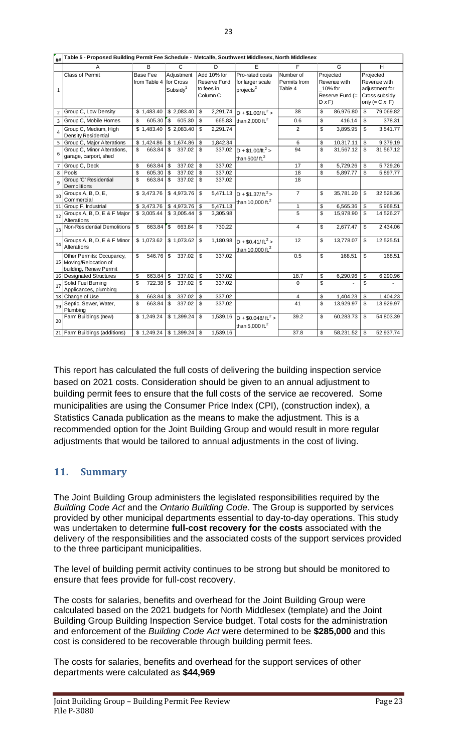| ## | Table 5 - Proposed Building Permit Fee Schedule - Metcalfe, Southwest Middlesex, North Middlesex | | | | | | | |
|---|---|---|---|---|---|---|---|---|
| | A | B | C | D | E | F | G | H |
| 1 | Class of Permit | Base Fee from Table 4 | Adjustment for Cross Subsidy[1] | Add 10% for Reserve Fund to fees in Column C | Pro-rated costs for larger scale projects[2] | Number of Permits from Table 4 | Projected Revenue with 10% for Reserve Fund (= D x F) | Projected Revenue with adjustment for Cross subsidy only (= C x F) |
| 2 | Group C, Low Density | $ 1,483.40 | $ 2,083.40 | $ 2,291.74 | D + $1.00/ ft.$^2$ > than 2,000 ft.$^2$ | 38 | $ 86,976.80 | $ 79,069.82 |
| 3 | Group C, Mobile Homes | $ 605.30 | $ 605.30 | $ 665.83 | | 0.6 | $ 416.14 | $ 378.31 |
| 4 | Group C, Medium, High Density Residential | $ 1,483.40 | $ 2,083.40 | $ 2,291.74 | | 2 | $ 3,895.95 | $ 3,541.77 |
| 5 | Group C, Major Alterations | $ 1,424.86 | $ 1,674.86 | $ 1,842.34 | | 6 | $ 10,317.11 | $ 9,379.19 |
| 6 | Group C, Minor Alterations, garage, carport, shed | $ 663.84 | $ 337.02 | $ 337.02 | D + $1.00/ft.$^2$ > than 500/ ft.$^2$ | 94 | $ 31,567.12 | $ 31,567.12 |
| 7 | Group C, Deck | $ 663.84 | $ 337.02 | $ 337.02 | | 17 | $ 5,729.26 | $ 5,729.26 |
| 8 | Pools | $ 605.30 | $ 337.02 | $ 337.02 | | 18 | $ 5,897.77 | $ 5,897.77 |
| 9 | Group 'C' Residential Demolitions | $ 663.84 | $ 337.02 | $ 337.02 | | 18 | | |
| 10 | Groups A, B, D, E, Commercial | $ 3,473.76 | $ 4,973.76 | $ 5,471.13 | D + $1.37/ ft.$^2$ > than 10,000 ft.$^2$ | 7 | $ 35,781.20 | $ 32,528.36 |
| 11 | Group F, Industrial | $ 3,473.76 | $ 4,973.76 | $ 5,471.13 | | 1 | $ 6,565.36 | $ 5,968.51 |
| 12 | Groups A, B, D, E & F Major Alterations | $ 3,005.44 | $ 3,005.44 | $ 3,305.98 | | 5 | $ 15,978.90 | $ 14,526.27 |
| 13 | Non-Residential Demolitions | $ 663.84 | $ 663.84 | $ 730.22 | | 4 | $ 2,677.47 | $ 2,434.06 |
| 14 | Groups A, B, D, E & F Minor Alterations | $ 1,073.62 | $ 1,073.62 | $ 1,180.98 | D + $0.41/ ft.$^2$ > than 10,000 ft.$^2$ | 12 | $ 13,778.07 | $ 12,525.51 |
| 15 | Other Permits: Occupancy, Moving/Relocation of building, Renew Permit | $ 546.76 | $ 337.02 | $ 337.02 | | 0.5 | $ 168.51 | $ 168.51 |
| 16 | Designated Structures | $ 663.84 | $ 337.02 | $ 337.02 | | 18.7 | $ 6,290.96 | $ 6,290.96 |
| 17 | Solid Fuel Burning Applicances, plumbing | $ 722.38 | $ 337.02 | $ 337.02 | | 0 | $ - | $ - |
| 18 | Change of Use | $ 663.84 | $ 337.02 | $ 337.02 | | 4 | $ 1,404.23 | $ 1,404.23 |
| 19 | Septic, Sewer, Water, Plumbing | $ 663.84 | $ 337.02 | $ 337.02 | | 41 | $ 13,929.97 | $ 13,929.97 |
| 20 | Farm Buildings (new) | $ 1,249.24 | $ 1,399.24 | $ 1,539.16 | D + $0.048/ ft.$^2$ > than 5,000 ft.$^2$ | 39.2 | $ 60,283.73 | $ 54,803.39 |
| 21 | Farm Buildings (additions) | $ 1,249.24 | $ 1,399.24 | $ 1,539.16 | | 37.8 | $ 58,231.52 | $ 52,937.74 |

This report has calculated the full costs of delivering the building inspection service based on 2021 costs. Consideration should be given to an annual adjustment to building permit fees to ensure that the full costs of the service ae recovered. Some municipalities are using the Consumer Price Index (CPI), (construction index), a Statistics Canada publication as the means to make the adjustment. This is a recommended option for the Joint Building Group and would result in more regular adjustments that would be tailored to annual adjustments in the cost of living.

## 11. Summary

The Joint Building Group administers the legislated responsibilities required by the *Building Code Act* and the *Ontario Building Code*. The Group is supported by services provided by other municipal departments essential to day-to-day operations. This study was undertaken to determine **full-cost recovery for the costs** associated with the delivery of the responsibilities and the associated costs of the support services provided to the three participant municipalities.

The level of building permit activity continues to be strong but should be monitored to ensure that fees provide for full-cost recovery.

The costs for salaries, benefits and overhead for the Joint Building Group were calculated based on the 2021 budgets for North Middlesex (template) and the Joint Building Group Building Inspection Service budget. Total costs for the administration and enforcement of the *Building Code Act* were determined to be **$285,000** and this cost is considered to be recoverable through building permit fees.

The costs for salaries, benefits and overhead for the support services of other departments were calculated as **$44,969**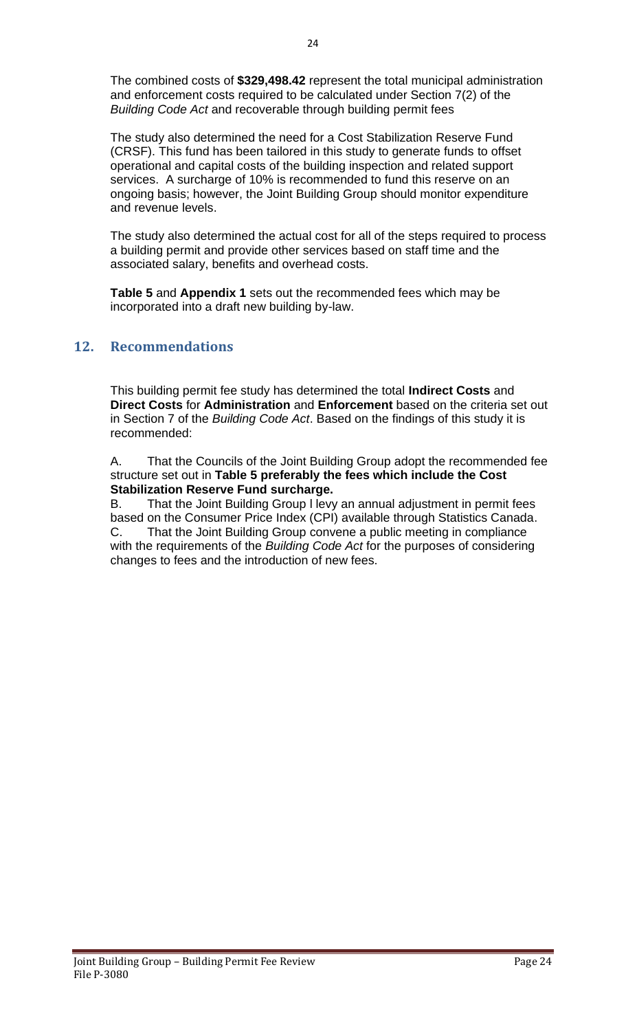The combined costs of **$329,498.42** represent the total municipal administration and enforcement costs required to be calculated under Section 7(2) of the *Building Code Act* and recoverable through building permit fees

The study also determined the need for a Cost Stabilization Reserve Fund (CRSF). This fund has been tailored in this study to generate funds to offset operational and capital costs of the building inspection and related support services. A surcharge of 10% is recommended to fund this reserve on an ongoing basis; however, the Joint Building Group should monitor expenditure and revenue levels.

The study also determined the actual cost for all of the steps required to process a building permit and provide other services based on staff time and the associated salary, benefits and overhead costs.

**Table 5** and **Appendix 1** sets out the recommended fees which may be incorporated into a draft new building by-law.

## 12. Recommendations

This building permit fee study has determined the total **Indirect Costs** and **Direct Costs** for **Administration** and **Enforcement** based on the criteria set out in Section 7 of the *Building Code Act*. Based on the findings of this study it is recommended:

A. That the Councils of the Joint Building Group adopt the recommended fee structure set out in **Table 5 preferably the fees which include the Cost Stabilization Reserve Fund surcharge.**

B. That the Joint Building Group l levy an annual adjustment in permit fees based on the Consumer Price Index (CPI) available through Statistics Canada.

C. That the Joint Building Group convene a public meeting in compliance with the requirements of the *Building Code Act* for the purposes of considering changes to fees and the introduction of new fees.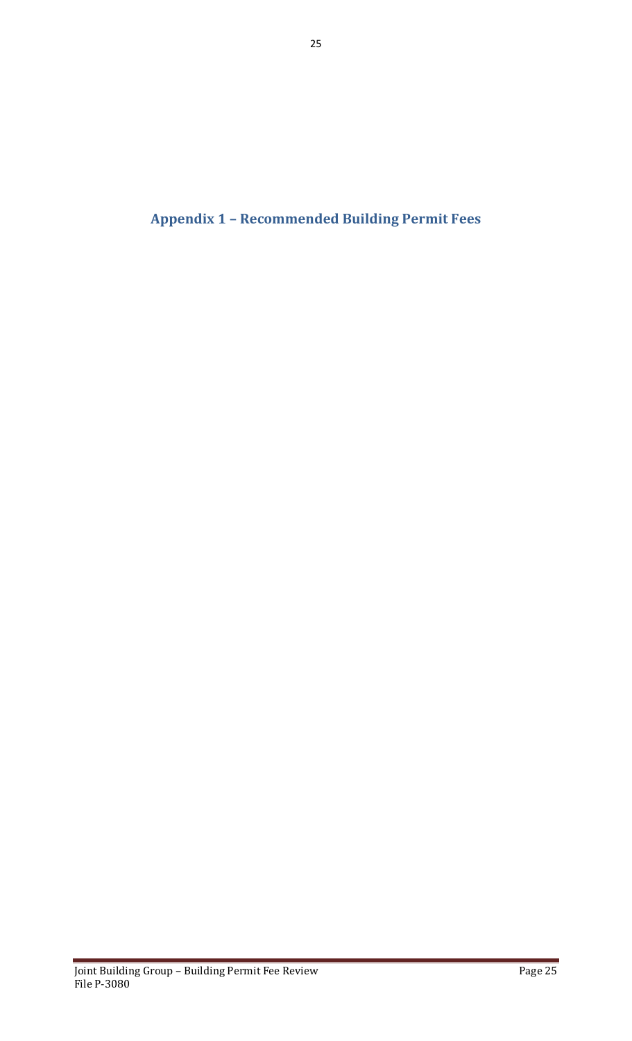# Appendix 1 – Recommended Building Permit Fees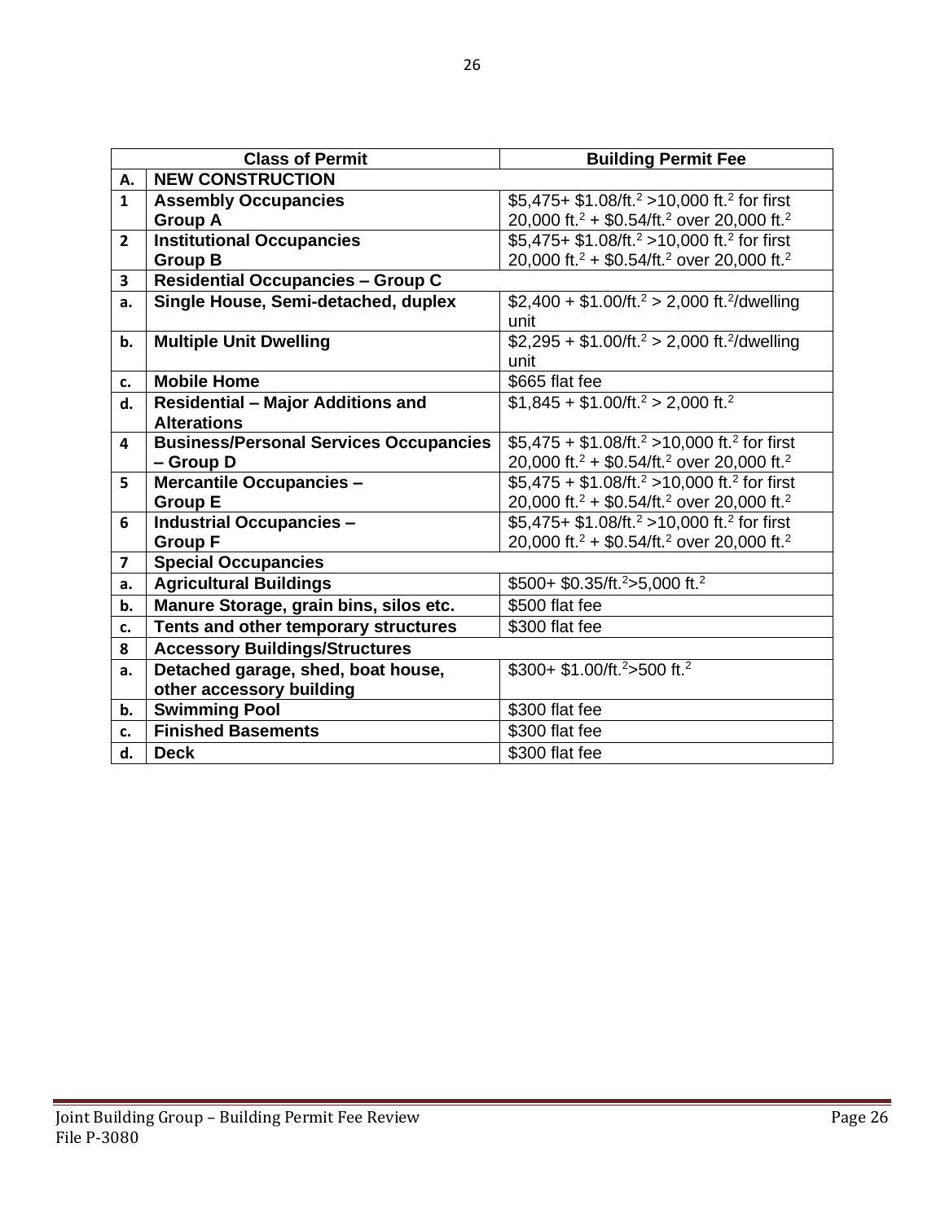| | Class of Permit | Building Permit Fee |
|---|---|---|
| **A.** | **NEW CONSTRUCTION** | |
| **1** | **Assembly Occupancies Group A** | \$5,475+ \$1.08/ft.$^2$ >10,000 ft.$^2$ for first 20,000 ft.$^2$ + \$0.54/ft.$^2$ over 20,000 ft.$^2$ |
| **2** | **Institutional Occupancies Group B** | \$5,475+ \$1.08/ft.$^2$ >10,000 ft.$^2$ for first 20,000 ft.$^2$ + \$0.54/ft.$^2$ over 20,000 ft.$^2$ |
| **3** | **Residential Occupancies – Group C** | |
| **a.** | **Single House, Semi-detached, duplex** | \$2,400 + \$1.00/ft.$^2$ > 2,000 ft.$^2$/dwelling unit |
| **b.** | **Multiple Unit Dwelling** | \$2,295 + \$1.00/ft.$^2$ > 2,000 ft.$^2$/dwelling unit |
| **c.** | **Mobile Home** | \$665 flat fee |
| **d.** | **Residential – Major Additions and Alterations** | \$1,845 + \$1.00/ft.$^2$ > 2,000 ft.$^2$ |
| **4** | **Business/Personal Services Occupancies – Group D** | \$5,475 + \$1.08/ft.$^2$ >10,000 ft.$^2$ for first 20,000 ft.$^2$ + \$0.54/ft.$^2$ over 20,000 ft.$^2$ |
| **5** | **Mercantile Occupancies – Group E** | \$5,475 + \$1.08/ft.$^2$ >10,000 ft.$^2$ for first 20,000 ft.$^2$ + \$0.54/ft.$^2$ over 20,000 ft.$^2$ |
| **6** | **Industrial Occupancies – Group F** | \$5,475+ \$1.08/ft.$^2$ >10,000 ft.$^2$ for first 20,000 ft.$^2$ + \$0.54/ft.$^2$ over 20,000 ft.$^2$ |
| **7** | **Special Occupancies** | |
| **a.** | **Agricultural Buildings** | \$500+ \$0.35/ft.$^2$>5,000 ft.$^2$ |
| **b.** | **Manure Storage, grain bins, silos etc.** | \$500 flat fee |
| **c.** | **Tents and other temporary structures** | \$300 flat fee |
| **8** | **Accessory Buildings/Structures** | |
| **a.** | **Detached garage, shed, boat house, other accessory building** | \$300+ \$1.00/ft.$^2$>500 ft.$^2$ |
| **b.** | **Swimming Pool** | \$300 flat fee |
| **c.** | **Finished Basements** | \$300 flat fee |
| **d.** | **Deck** | \$300 flat fee |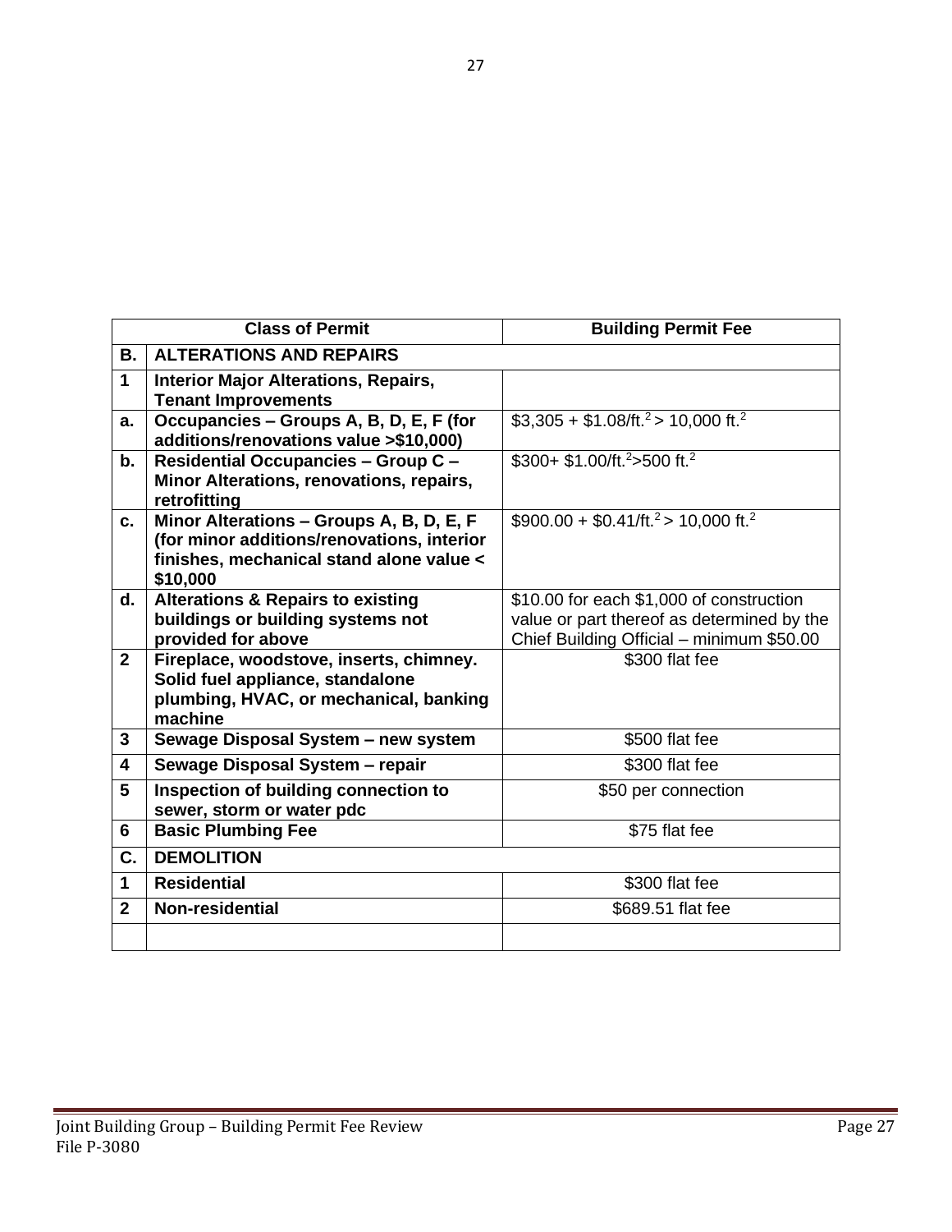| | Class of Permit | Building Permit Fee |
|---|---|---|
| **B.** | **ALTERATIONS AND REPAIRS** | |
| **1** | **Interior Major Alterations, Repairs, Tenant Improvements** | |
| **a.** | **Occupancies – Groups A, B, D, E, F (for additions/renovations value >$10,000)** | \$3,305 + \$1.08/ft.$^2$ > 10,000 ft.$^2$ |
| **b.** | **Residential Occupancies – Group C – Minor Alterations, renovations, repairs, retrofitting** | \$300+ \$1.00/ft.$^2$>500 ft.$^2$ |
| **c.** | **Minor Alterations – Groups A, B, D, E, F (for minor additions/renovations, interior finishes, mechanical stand alone value < $10,000** | \$900.00 + \$0.41/ft.$^2$ > 10,000 ft.$^2$ |
| **d.** | **Alterations & Repairs to existing buildings or building systems not provided for above** | $10.00 for each $1,000 of construction value or part thereof as determined by the Chief Building Official – minimum $50.00 |
| **2** | **Fireplace, woodstove, inserts, chimney. Solid fuel appliance, standalone plumbing, HVAC, or mechanical, banking machine** | $300 flat fee |
| **3** | **Sewage Disposal System – new system** | $500 flat fee |
| **4** | **Sewage Disposal System – repair** | $300 flat fee |
| **5** | **Inspection of building connection to sewer, storm or water pdc** | $50 per connection |
| **6** | **Basic Plumbing Fee** | $75 flat fee |
| **C.** | **DEMOLITION** | |
| **1** | **Residential** | $300 flat fee |
| **2** | **Non-residential** | $689.51 flat fee |
| | | |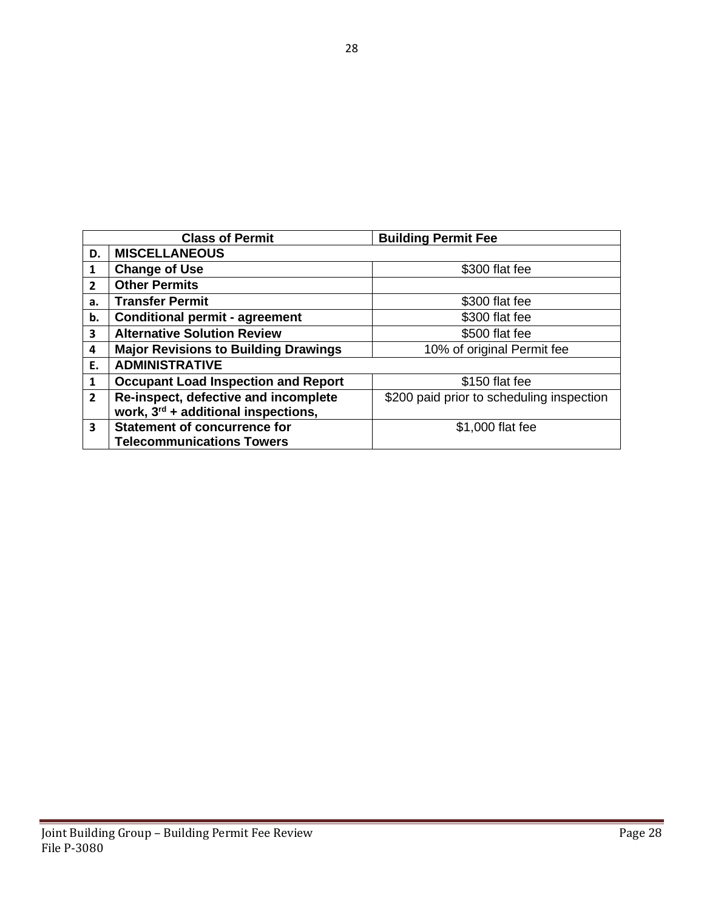| | Class of Permit | Building Permit Fee |
|---|---|---|
| D. | **MISCELLANEOUS** | |
| 1 | **Change of Use** | $300 flat fee |
| 2 | **Other Permits** | |
| a. | **Transfer Permit** | $300 flat fee |
| b. | **Conditional permit - agreement** | $300 flat fee |
| 3 | **Alternative Solution Review** | $500 flat fee |
| 4 | **Major Revisions to Building Drawings** | 10% of original Permit fee |
| E. | **ADMINISTRATIVE** | |
| 1 | **Occupant Load Inspection and Report** | $150 flat fee |
| 2 | **Re-inspect, defective and incomplete work, 3rd + additional inspections,** | $200 paid prior to scheduling inspection |
| 3 | **Statement of concurrence for Telecommunications Towers** | $1,000 flat fee |